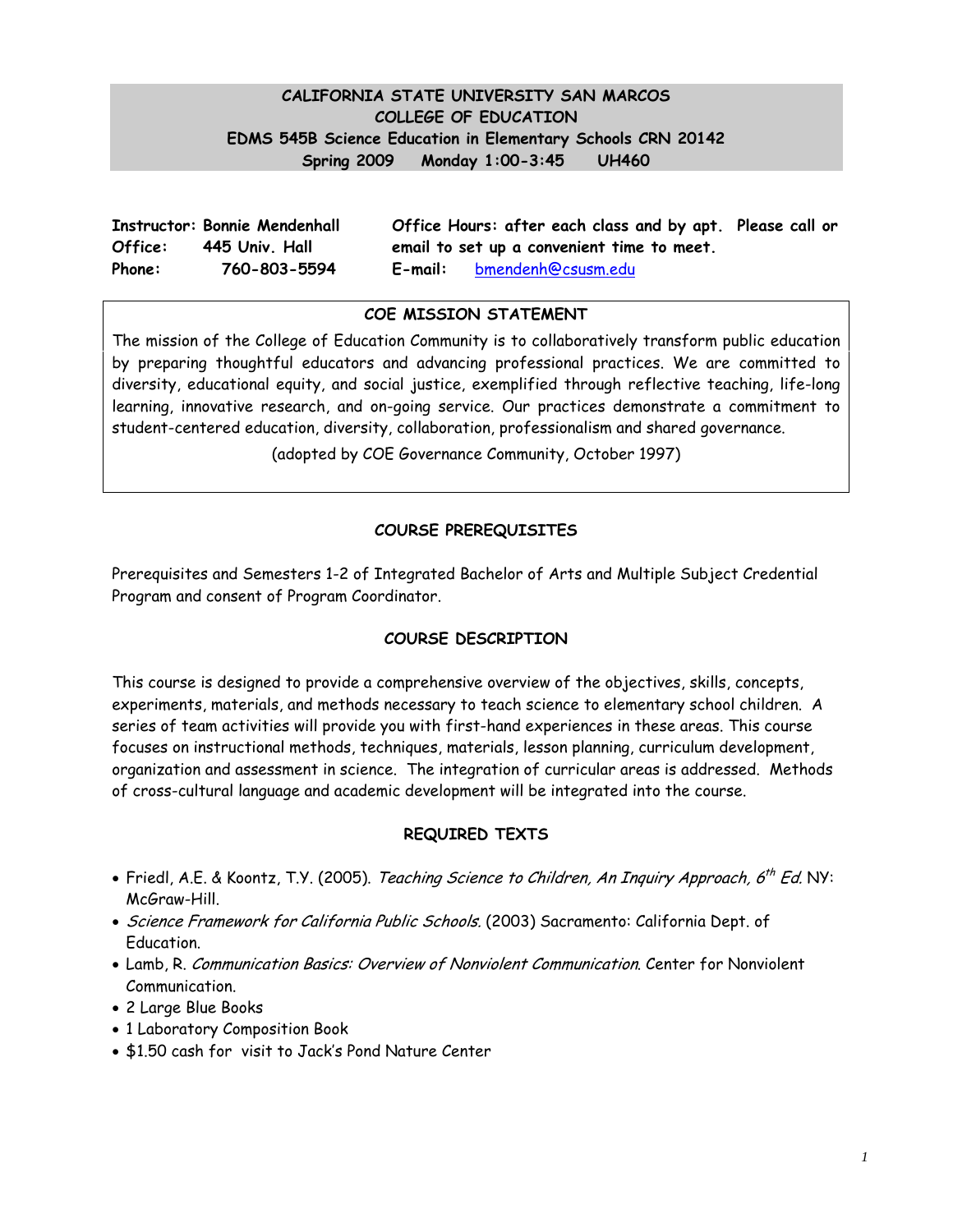**CALIFORNIA STATE UNIVERSITY SAN MARCOS**
**COLLEGE OF EDUCATION**
**EDMS 545B Science Education in Elementary Schools CRN 20142**
**Spring 2009 Monday 1:00-3:45 UH460**

**Instructor: Bonnie Mendenhall**
**Office: 445 Univ. Hall**
**Phone: 760-803-5594**

**Office Hours: after each class and by apt. Please call or email to set up a convenient time to meet.**
**E-mail:** bmendenh@csusm.edu

## COE MISSION STATEMENT

The mission of the College of Education Community is to collaboratively transform public education by preparing thoughtful educators and advancing professional practices. We are committed to diversity, educational equity, and social justice, exemplified through reflective teaching, life-long learning, innovative research, and on-going service. Our practices demonstrate a commitment to student-centered education, diversity, collaboration, professionalism and shared governance.

(adopted by COE Governance Community, October 1997)

## COURSE PREREQUISITES

Prerequisites and Semesters 1-2 of Integrated Bachelor of Arts and Multiple Subject Credential Program and consent of Program Coordinator.

## COURSE DESCRIPTION

This course is designed to provide a comprehensive overview of the objectives, skills, concepts, experiments, materials, and methods necessary to teach science to elementary school children. A series of team activities will provide you with first-hand experiences in these areas. This course focuses on instructional methods, techniques, materials, lesson planning, curriculum development, organization and assessment in science. The integration of curricular areas is addressed. Methods of cross-cultural language and academic development will be integrated into the course.

## REQUIRED TEXTS

- Friedl, A.E. & Koontz, T.Y. (2005). *Teaching Science to Children, An Inquiry Approach, 6th Ed.* NY: McGraw-Hill.
- *Science Framework for California Public Schools.* (2003) Sacramento: California Dept. of Education.
- Lamb, R. *Communication Basics: Overview of Nonviolent Communication.* Center for Nonviolent Communication.
- 2 Large Blue Books
- 1 Laboratory Composition Book
- $1.50 cash for visit to Jack's Pond Nature Center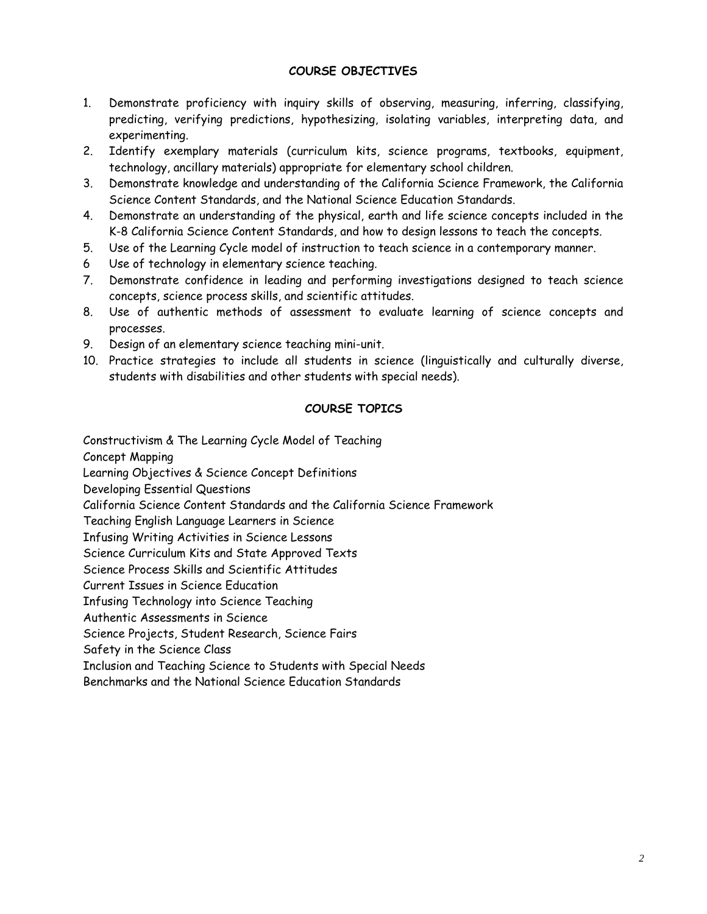## COURSE OBJECTIVES

1. Demonstrate proficiency with inquiry skills of observing, measuring, inferring, classifying, predicting, verifying predictions, hypothesizing, isolating variables, interpreting data, and experimenting.
2. Identify exemplary materials (curriculum kits, science programs, textbooks, equipment, technology, ancillary materials) appropriate for elementary school children.
3. Demonstrate knowledge and understanding of the California Science Framework, the California Science Content Standards, and the National Science Education Standards.
4. Demonstrate an understanding of the physical, earth and life science concepts included in the K-8 California Science Content Standards, and how to design lessons to teach the concepts.
5. Use of the Learning Cycle model of instruction to teach science in a contemporary manner.
6. Use of technology in elementary science teaching.
7. Demonstrate confidence in leading and performing investigations designed to teach science concepts, science process skills, and scientific attitudes.
8. Use of authentic methods of assessment to evaluate learning of science concepts and processes.
9. Design of an elementary science teaching mini-unit.
10. Practice strategies to include all students in science (linguistically and culturally diverse, students with disabilities and other students with special needs).

## COURSE TOPICS

Constructivism & The Learning Cycle Model of Teaching
Concept Mapping
Learning Objectives & Science Concept Definitions
Developing Essential Questions
California Science Content Standards and the California Science Framework
Teaching English Language Learners in Science
Infusing Writing Activities in Science Lessons
Science Curriculum Kits and State Approved Texts
Science Process Skills and Scientific Attitudes
Current Issues in Science Education
Infusing Technology into Science Teaching
Authentic Assessments in Science
Science Projects, Student Research, Science Fairs
Safety in the Science Class
Inclusion and Teaching Science to Students with Special Needs
Benchmarks and the National Science Education Standards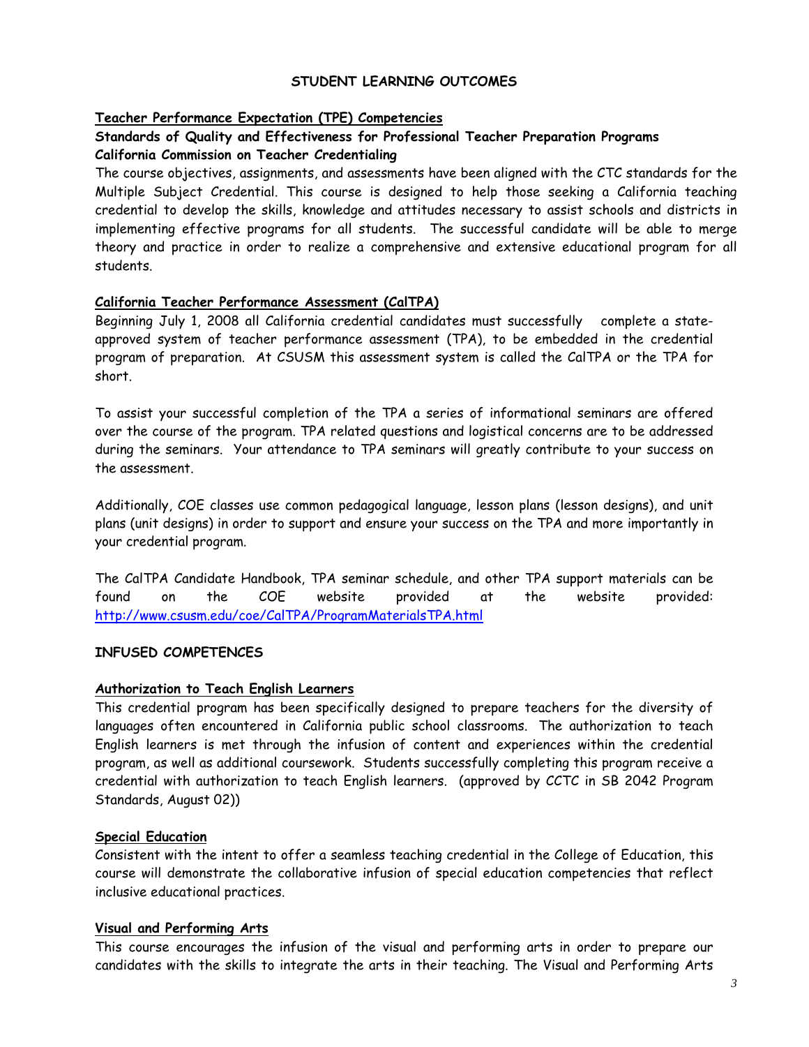## STUDENT LEARNING OUTCOMES

### Teacher Performance Expectation (TPE) Competencies

**Standards of Quality and Effectiveness for Professional Teacher Preparation Programs**
**California Commission on Teacher Credentialing**

The course objectives, assignments, and assessments have been aligned with the CTC standards for the Multiple Subject Credential. This course is designed to help those seeking a California teaching credential to develop the skills, knowledge and attitudes necessary to assist schools and districts in implementing effective programs for all students. The successful candidate will be able to merge theory and practice in order to realize a comprehensive and extensive educational program for all students.

### California Teacher Performance Assessment (CalTPA)

Beginning July 1, 2008 all California credential candidates must successfully complete a state-approved system of teacher performance assessment (TPA), to be embedded in the credential program of preparation. At CSUSM this assessment system is called the CalTPA or the TPA for short.

To assist your successful completion of the TPA a series of informational seminars are offered over the course of the program. TPA related questions and logistical concerns are to be addressed during the seminars. Your attendance to TPA seminars will greatly contribute to your success on the assessment.

Additionally, COE classes use common pedagogical language, lesson plans (lesson designs), and unit plans (unit designs) in order to support and ensure your success on the TPA and more importantly in your credential program.

The CalTPA Candidate Handbook, TPA seminar schedule, and other TPA support materials can be found on the COE website provided at the website provided: http://www.csusm.edu/coe/CalTPA/ProgramMaterialsTPA.html

## INFUSED COMPETENCES

### Authorization to Teach English Learners

This credential program has been specifically designed to prepare teachers for the diversity of languages often encountered in California public school classrooms. The authorization to teach English learners is met through the infusion of content and experiences within the credential program, as well as additional coursework. Students successfully completing this program receive a credential with authorization to teach English learners. (approved by CCTC in SB 2042 Program Standards, August 02))

### Special Education

Consistent with the intent to offer a seamless teaching credential in the College of Education, this course will demonstrate the collaborative infusion of special education competencies that reflect inclusive educational practices.

### Visual and Performing Arts

This course encourages the infusion of the visual and performing arts in order to prepare our candidates with the skills to integrate the arts in their teaching. The Visual and Performing Arts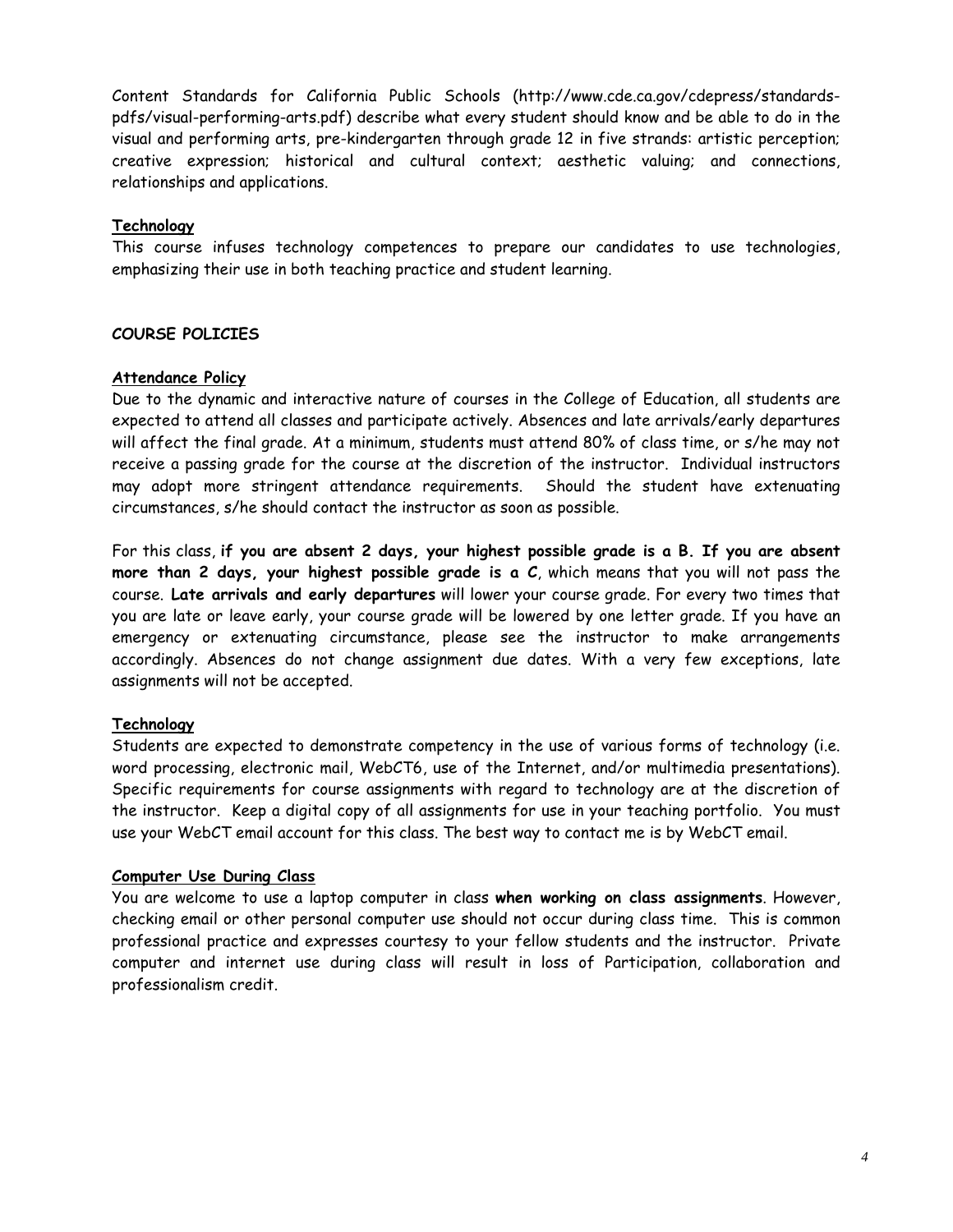Content Standards for California Public Schools (http://www.cde.ca.gov/cdepress/standards-pdfs/visual-performing-arts.pdf) describe what every student should know and be able to do in the visual and performing arts, pre-kindergarten through grade 12 in five strands: artistic perception; creative expression; historical and cultural context; aesthetic valuing; and connections, relationships and applications.

### Technology

This course infuses technology competences to prepare our candidates to use technologies, emphasizing their use in both teaching practice and student learning.

## COURSE POLICIES

### Attendance Policy

Due to the dynamic and interactive nature of courses in the College of Education, all students are expected to attend all classes and participate actively. Absences and late arrivals/early departures will affect the final grade. At a minimum, students must attend 80% of class time, or s/he may not receive a passing grade for the course at the discretion of the instructor. Individual instructors may adopt more stringent attendance requirements. Should the student have extenuating circumstances, s/he should contact the instructor as soon as possible.

For this class, **if you are absent 2 days, your highest possible grade is a B. If you are absent more than 2 days, your highest possible grade is a C**, which means that you will not pass the course. **Late arrivals and early departures** will lower your course grade. For every two times that you are late or leave early, your course grade will be lowered by one letter grade. If you have an emergency or extenuating circumstance, please see the instructor to make arrangements accordingly. Absences do not change assignment due dates. With a very few exceptions, late assignments will not be accepted.

### Technology

Students are expected to demonstrate competency in the use of various forms of technology (i.e. word processing, electronic mail, WebCT6, use of the Internet, and/or multimedia presentations). Specific requirements for course assignments with regard to technology are at the discretion of the instructor. Keep a digital copy of all assignments for use in your teaching portfolio. You must use your WebCT email account for this class. The best way to contact me is by WebCT email.

### Computer Use During Class

You are welcome to use a laptop computer in class **when working on class assignments**. However, checking email or other personal computer use should not occur during class time. This is common professional practice and expresses courtesy to your fellow students and the instructor. Private computer and internet use during class will result in loss of Participation, collaboration and professionalism credit.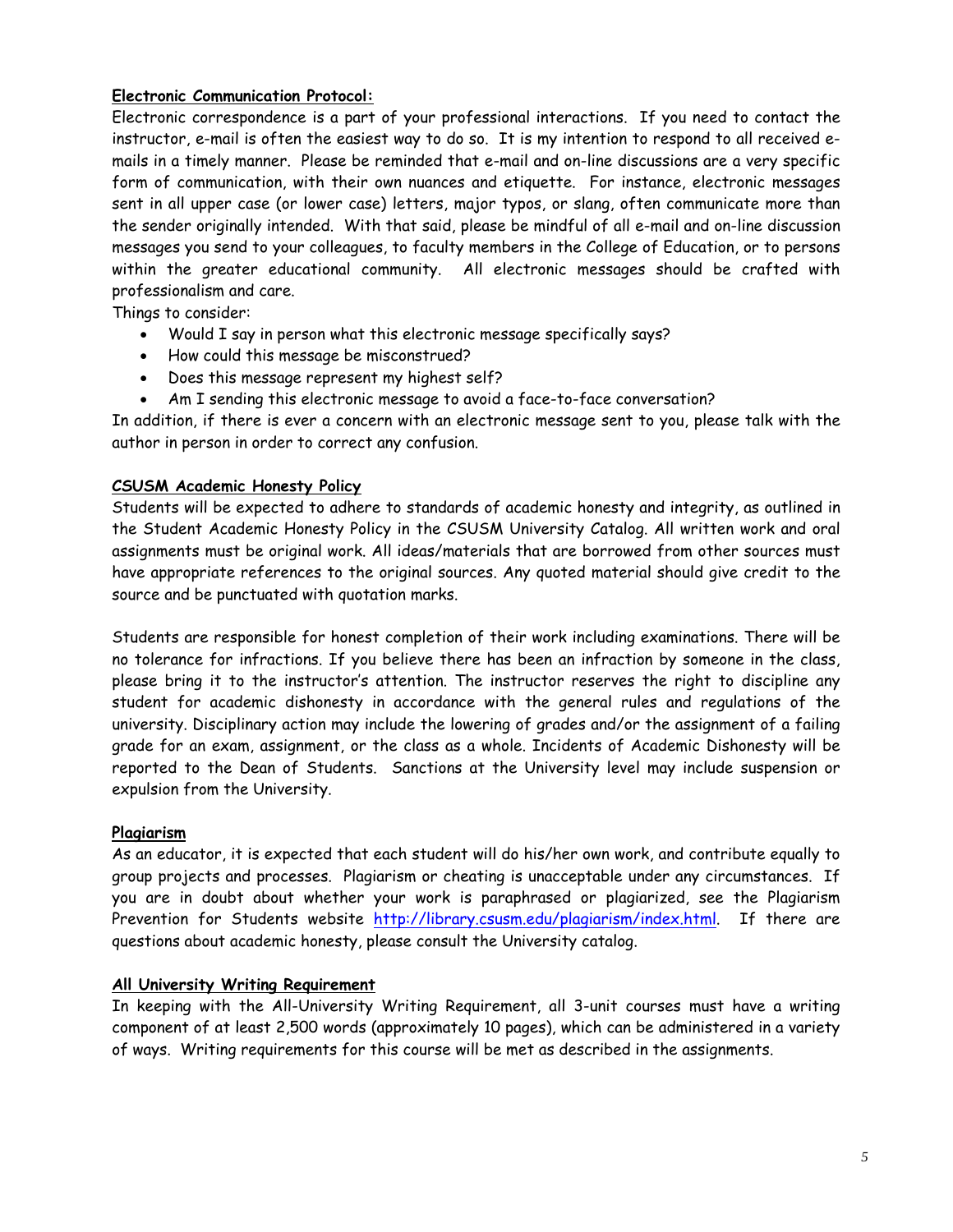**Electronic Communication Protocol:**

Electronic correspondence is a part of your professional interactions. If you need to contact the instructor, e-mail is often the easiest way to do so. It is my intention to respond to all received e-mails in a timely manner. Please be reminded that e-mail and on-line discussions are a very specific form of communication, with their own nuances and etiquette. For instance, electronic messages sent in all upper case (or lower case) letters, major typos, or slang, often communicate more than the sender originally intended. With that said, please be mindful of all e-mail and on-line discussion messages you send to your colleagues, to faculty members in the College of Education, or to persons within the greater educational community. All electronic messages should be crafted with professionalism and care.

Things to consider:

- Would I say in person what this electronic message specifically says?
- How could this message be misconstrued?
- Does this message represent my highest self?
- Am I sending this electronic message to avoid a face-to-face conversation?

In addition, if there is ever a concern with an electronic message sent to you, please talk with the author in person in order to correct any confusion.

**CSUSM Academic Honesty Policy**

Students will be expected to adhere to standards of academic honesty and integrity, as outlined in the Student Academic Honesty Policy in the CSUSM University Catalog. All written work and oral assignments must be original work. All ideas/materials that are borrowed from other sources must have appropriate references to the original sources. Any quoted material should give credit to the source and be punctuated with quotation marks.

Students are responsible for honest completion of their work including examinations. There will be no tolerance for infractions. If you believe there has been an infraction by someone in the class, please bring it to the instructor's attention. The instructor reserves the right to discipline any student for academic dishonesty in accordance with the general rules and regulations of the university. Disciplinary action may include the lowering of grades and/or the assignment of a failing grade for an exam, assignment, or the class as a whole. Incidents of Academic Dishonesty will be reported to the Dean of Students. Sanctions at the University level may include suspension or expulsion from the University.

**Plagiarism**

As an educator, it is expected that each student will do his/her own work, and contribute equally to group projects and processes. Plagiarism or cheating is unacceptable under any circumstances. If you are in doubt about whether your work is paraphrased or plagiarized, see the Plagiarism Prevention for Students website http://library.csusm.edu/plagiarism/index.html. If there are questions about academic honesty, please consult the University catalog.

**All University Writing Requirement**

In keeping with the All-University Writing Requirement, all 3-unit courses must have a writing component of at least 2,500 words (approximately 10 pages), which can be administered in a variety of ways. Writing requirements for this course will be met as described in the assignments.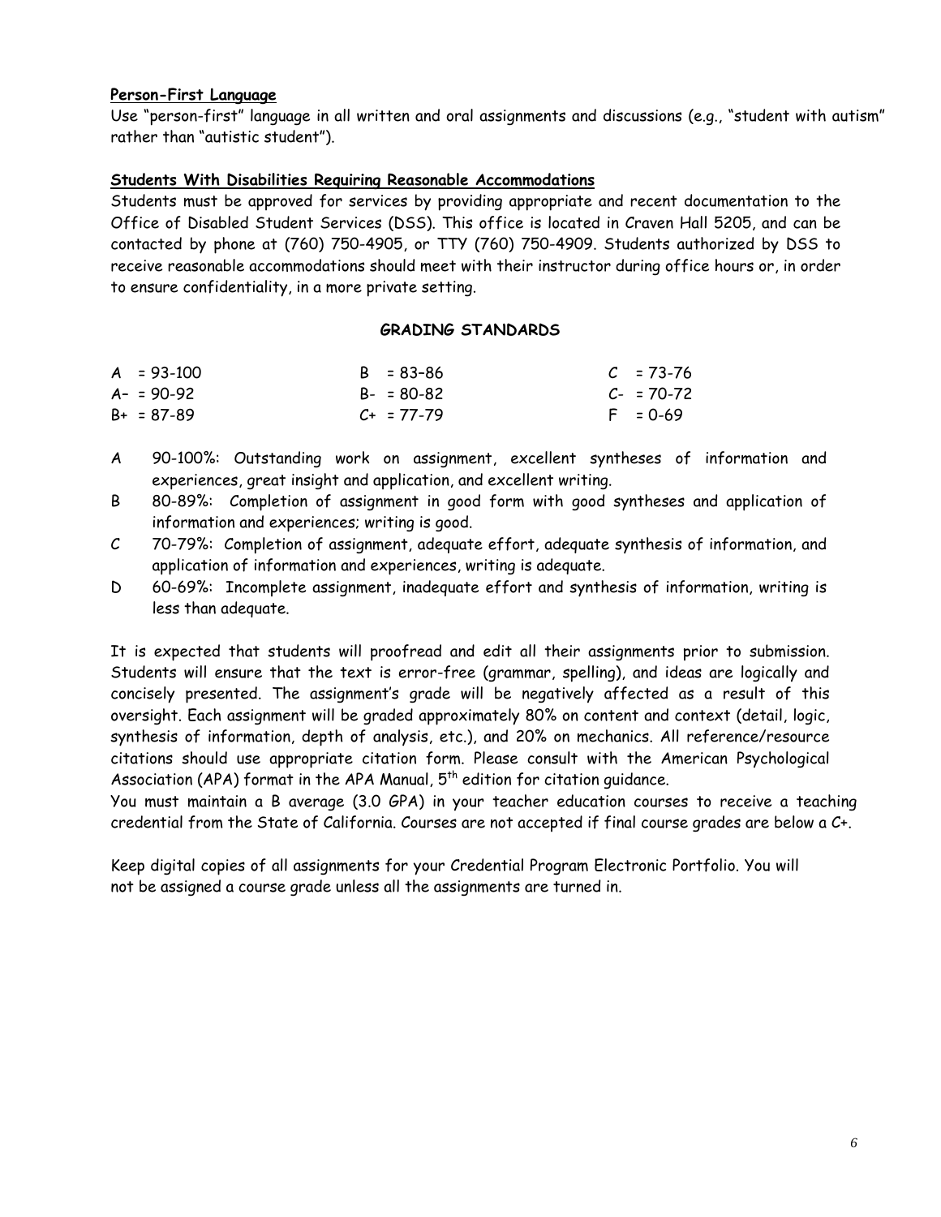**Person-First Language**

Use "person-first" language in all written and oral assignments and discussions (e.g., "student with autism" rather than "autistic student").

**Students With Disabilities Requiring Reasonable Accommodations**

Students must be approved for services by providing appropriate and recent documentation to the Office of Disabled Student Services (DSS). This office is located in Craven Hall 5205, and can be contacted by phone at (760) 750-4905, or TTY (760) 750-4909. Students authorized by DSS to receive reasonable accommodations should meet with their instructor during office hours or, in order to ensure confidentiality, in a more private setting.

**GRADING STANDARDS**

| | | |
|---|---|---|
| A = 93-100 | B = 83–86 | C = 73-76 |
| A– = 90-92 | B- = 80-82 | C- = 70-72 |
| B+ = 87-89 | C+ = 77-79 | F = 0-69 |

A 90-100%: Outstanding work on assignment, excellent syntheses of information and experiences, great insight and application, and excellent writing.

B 80-89%: Completion of assignment in good form with good syntheses and application of information and experiences; writing is good.

C 70-79%: Completion of assignment, adequate effort, adequate synthesis of information, and application of information and experiences, writing is adequate.

D 60-69%: Incomplete assignment, inadequate effort and synthesis of information, writing is less than adequate.

It is expected that students will proofread and edit all their assignments prior to submission. Students will ensure that the text is error-free (grammar, spelling), and ideas are logically and concisely presented. The assignment's grade will be negatively affected as a result of this oversight. Each assignment will be graded approximately 80% on content and context (detail, logic, synthesis of information, depth of analysis, etc.), and 20% on mechanics. All reference/resource citations should use appropriate citation form. Please consult with the American Psychological Association (APA) format in the APA Manual, 5th edition for citation guidance.

You must maintain a B average (3.0 GPA) in your teacher education courses to receive a teaching credential from the State of California. Courses are not accepted if final course grades are below a C+.

Keep digital copies of all assignments for your Credential Program Electronic Portfolio. You will not be assigned a course grade unless all the assignments are turned in.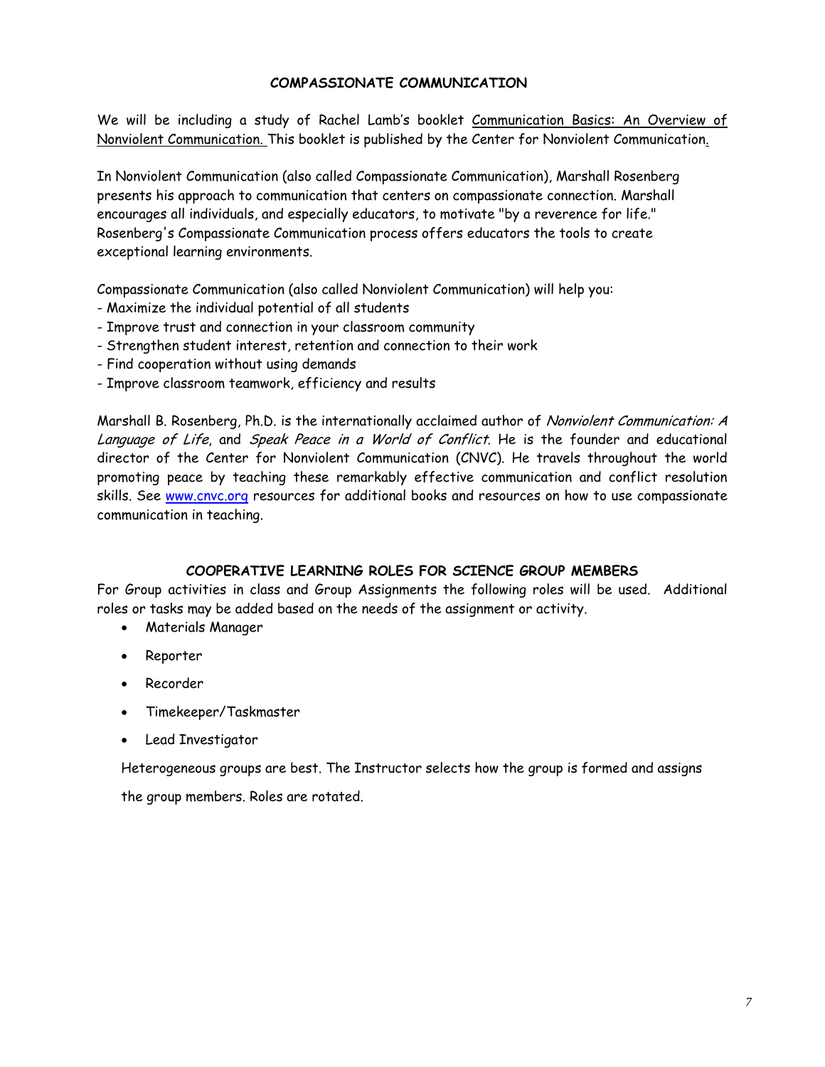## COMPASSIONATE COMMUNICATION

We will be including a study of Rachel Lamb's booklet Communication Basics: An Overview of Nonviolent Communication. This booklet is published by the Center for Nonviolent Communication.

In Nonviolent Communication (also called Compassionate Communication), Marshall Rosenberg presents his approach to communication that centers on compassionate connection. Marshall encourages all individuals, and especially educators, to motivate "by a reverence for life." Rosenberg's Compassionate Communication process offers educators the tools to create exceptional learning environments.

Compassionate Communication (also called Nonviolent Communication) will help you:
- Maximize the individual potential of all students
- Improve trust and connection in your classroom community
- Strengthen student interest, retention and connection to their work
- Find cooperation without using demands
- Improve classroom teamwork, efficiency and results

Marshall B. Rosenberg, Ph.D. is the internationally acclaimed author of *Nonviolent Communication: A Language of Life*, and *Speak Peace in a World of Conflict*. He is the founder and educational director of the Center for Nonviolent Communication (CNVC). He travels throughout the world promoting peace by teaching these remarkably effective communication and conflict resolution skills. See www.cnvc.org resources for additional books and resources on how to use compassionate communication in teaching.

## COOPERATIVE LEARNING ROLES FOR SCIENCE GROUP MEMBERS

For Group activities in class and Group Assignments the following roles will be used. Additional roles or tasks may be added based on the needs of the assignment or activity.

- Materials Manager
- Reporter
- Recorder
- Timekeeper/Taskmaster
- Lead Investigator

Heterogeneous groups are best. The Instructor selects how the group is formed and assigns the group members. Roles are rotated.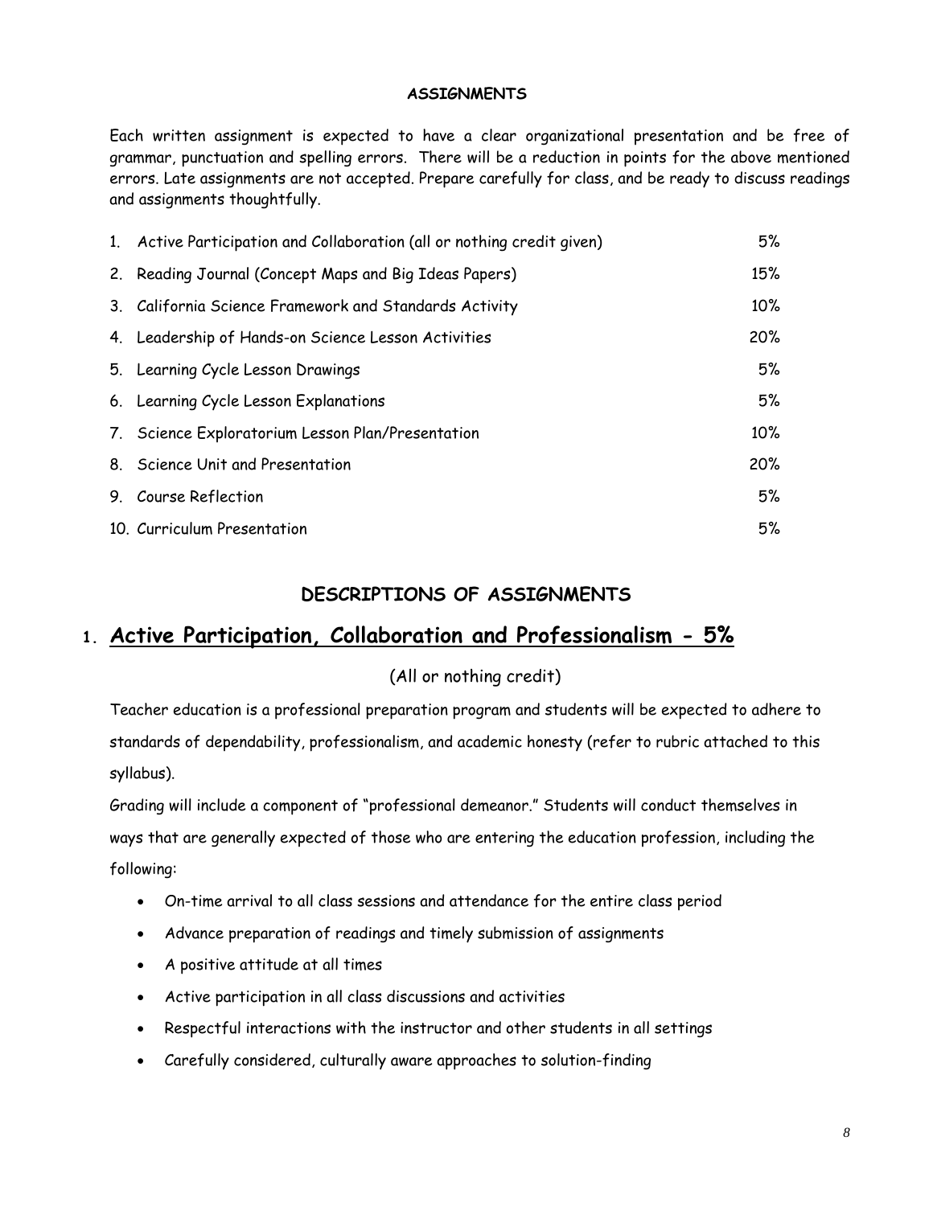## ASSIGNMENTS

Each written assignment is expected to have a clear organizational presentation and be free of grammar, punctuation and spelling errors. There will be a reduction in points for the above mentioned errors. Late assignments are not accepted. Prepare carefully for class, and be ready to discuss readings and assignments thoughtfully.

| | |
|---|---|
| 1. Active Participation and Collaboration (all or nothing credit given) | 5% |
| 2. Reading Journal (Concept Maps and Big Ideas Papers) | 15% |
| 3. California Science Framework and Standards Activity | 10% |
| 4. Leadership of Hands-on Science Lesson Activities | 20% |
| 5. Learning Cycle Lesson Drawings | 5% |
| 6. Learning Cycle Lesson Explanations | 5% |
| 7. Science Exploratorium Lesson Plan/Presentation | 10% |
| 8. Science Unit and Presentation | 20% |
| 9. Course Reflection | 5% |
| 10. Curriculum Presentation | 5% |

## DESCRIPTIONS OF ASSIGNMENTS

### 1. Active Participation, Collaboration and Professionalism - 5%

(All or nothing credit)

Teacher education is a professional preparation program and students will be expected to adhere to standards of dependability, professionalism, and academic honesty (refer to rubric attached to this syllabus).

Grading will include a component of "professional demeanor." Students will conduct themselves in ways that are generally expected of those who are entering the education profession, including the following:

- On-time arrival to all class sessions and attendance for the entire class period
- Advance preparation of readings and timely submission of assignments
- A positive attitude at all times
- Active participation in all class discussions and activities
- Respectful interactions with the instructor and other students in all settings
- Carefully considered, culturally aware approaches to solution-finding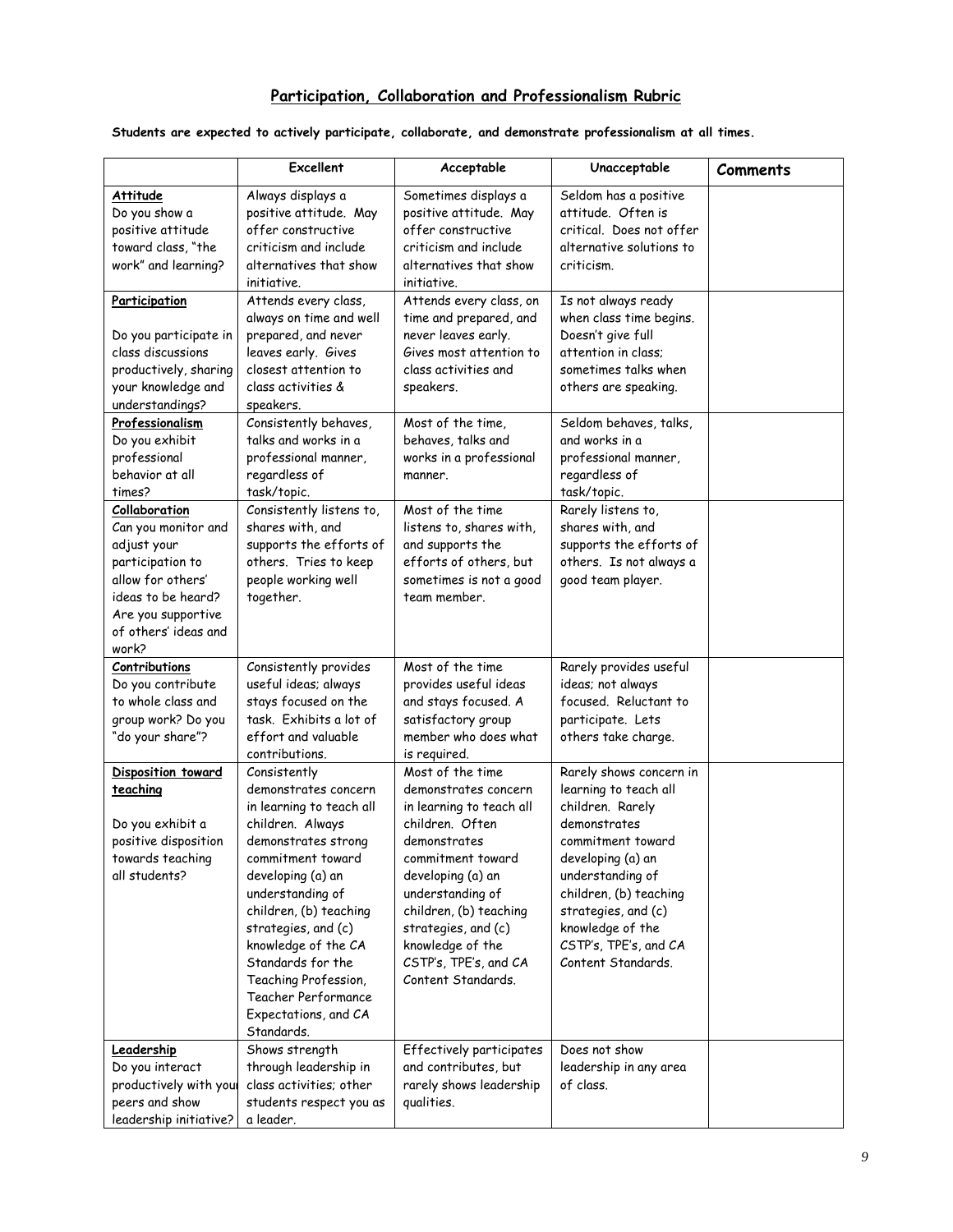## Participation, Collaboration and Professionalism Rubric

**Students are expected to actively participate, collaborate, and demonstrate professionalism at all times.**

| | Excellent | Acceptable | Unacceptable | Comments |
|---|---|---|---|---|
| **Attitude** Do you show a positive attitude toward class, "the work" and learning? | Always displays a positive attitude. May offer constructive criticism and include alternatives that show initiative. | Sometimes displays a positive attitude. May offer constructive criticism and include alternatives that show initiative. | Seldom has a positive attitude. Often is critical. Does not offer alternative solutions to criticism. | |
| **Participation** Do you participate in class discussions productively, sharing your knowledge and understandings? | Attends every class, always on time and well prepared, and never leaves early. Gives closest attention to class activities & speakers. | Attends every class, on time and prepared, and never leaves early. Gives most attention to class activities and speakers. | Is not always ready when class time begins. Doesn't give full attention in class; sometimes talks when others are speaking. | |
| **Professionalism** Do you exhibit professional behavior at all times? | Consistently behaves, talks and works in a professional manner, regardless of task/topic. | Most of the time, behaves, talks and works in a professional manner. | Seldom behaves, talks, and works in a professional manner, regardless of task/topic. | |
| **Collaboration** Can you monitor and adjust your participation to allow for others' ideas to be heard? Are you supportive of others' ideas and work? | Consistently listens to, shares with, and supports the efforts of others. Tries to keep people working well together. | Most of the time listens to, shares with, and supports the efforts of others, but sometimes is not a good team member. | Rarely listens to, shares with, and supports the efforts of others. Is not always a good team player. | |
| **Contributions** Do you contribute to whole class and group work? Do you "do your share"? | Consistently provides useful ideas; always stays focused on the task. Exhibits a lot of effort and valuable contributions. | Most of the time provides useful ideas and stays focused. A satisfactory group member who does what is required. | Rarely provides useful ideas; not always focused. Reluctant to participate. Lets others take charge. | |
| **Disposition toward teaching** Do you exhibit a positive disposition towards teaching all students? | Consistently demonstrates concern in learning to teach all children. Always demonstrates strong commitment toward developing (a) an understanding of children, (b) teaching strategies, and (c) knowledge of the CA Standards for the Teaching Profession, Teacher Performance Expectations, and CA Standards. | Most of the time demonstrates concern in learning to teach all children. Often demonstrates commitment toward developing (a) an understanding of children, (b) teaching strategies, and (c) knowledge of the CSTP's, TPE's, and CA Content Standards. | Rarely shows concern in learning to teach all children. Rarely demonstrates commitment toward developing (a) an understanding of children, (b) teaching strategies, and (c) knowledge of the CSTP's, TPE's, and CA Content Standards. | |
| **Leadership** Do you interact productively with your peers and show leadership initiative? | Shows strength through leadership in class activities; other students respect you as a leader. | Effectively participates and contributes, but rarely shows leadership qualities. | Does not show leadership in any area of class. | |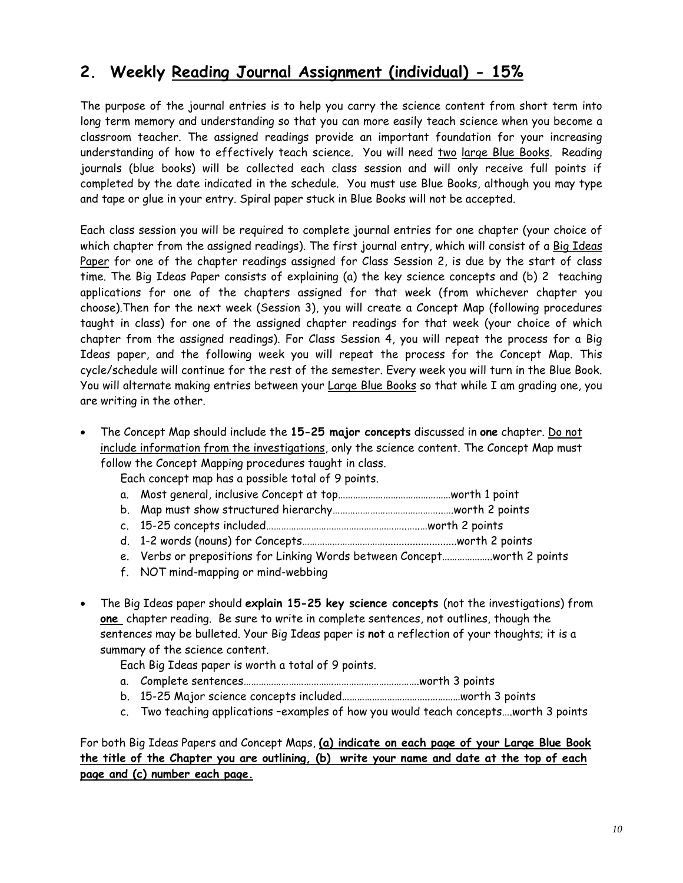## 2. Weekly <u>Reading Journal Assignment (individual) - 15%</u>

The purpose of the journal entries is to help you carry the science content from short term into long term memory and understanding so that you can more easily teach science when you become a classroom teacher. The assigned readings provide an important foundation for your increasing understanding of how to effectively teach science. You will need <u>two</u> <u>large Blue Books</u>. Reading journals (blue books) will be collected each class session and will only receive full points if completed by the date indicated in the schedule. You must use Blue Books, although you may type and tape or glue in your entry. Spiral paper stuck in Blue Books will not be accepted.

Each class session you will be required to complete journal entries for one chapter (your choice of which chapter from the assigned readings). The first journal entry, which will consist of a <u>Big Ideas Paper</u> for one of the chapter readings assigned for Class Session 2, is due by the start of class time. The Big Ideas Paper consists of explaining (a) the key science concepts and (b) 2 teaching applications for one of the chapters assigned for that week (from whichever chapter you choose).Then for the next week (Session 3), you will create a Concept Map (following procedures taught in class) for one of the assigned chapter readings for that week (your choice of which chapter from the assigned readings). For Class Session 4, you will repeat the process for a Big Ideas paper, and the following week you will repeat the process for the Concept Map. This cycle/schedule will continue for the rest of the semester. Every week you will turn in the Blue Book. You will alternate making entries between your <u>Large Blue Books</u> so that while I am grading one, you are writing in the other.

- The Concept Map should include the **15-25 major concepts** discussed in **one** chapter. <u>Do not include information from the investigations</u>, only the science content. The Concept Map must follow the Concept Mapping procedures taught in class.

  Each concept map has a possible total of 9 points.

  a. Most general, inclusive Concept at top……………………………………worth 1 point
  b. Map must show structured hierarchy…………………………………….…worth 2 points
  c. 15-25 concepts included………………………………………………..……worth 2 points
  d. 1-2 words (nouns) for Concepts……………………….........................worth 2 points
  e. Verbs or prepositions for Linking Words between Concept……………….worth 2 points
  f. NOT mind-mapping or mind-webbing

- The Big Ideas paper should **explain 15-25 key science concepts** (not the investigations) from **<u>one</u>** chapter reading. Be sure to write in complete sentences, not outlines, though the sentences may be bulleted. Your Big Ideas paper is **not** a reflection of your thoughts; it is a summary of the science content.

  Each Big Ideas paper is worth a total of 9 points.

  a. Complete sentences…………………………………………………………….worth 3 points
  b. 15-25 Major science concepts included……………………………………worth 3 points
  c. Two teaching applications –examples of how you would teach concepts….worth 3 points

For both Big Ideas Papers and Concept Maps, **<u>(a) indicate on each page of your Large Blue Book the title of the Chapter you are outlining, (b) write your name and date at the top of each page and (c) number each page.</u>**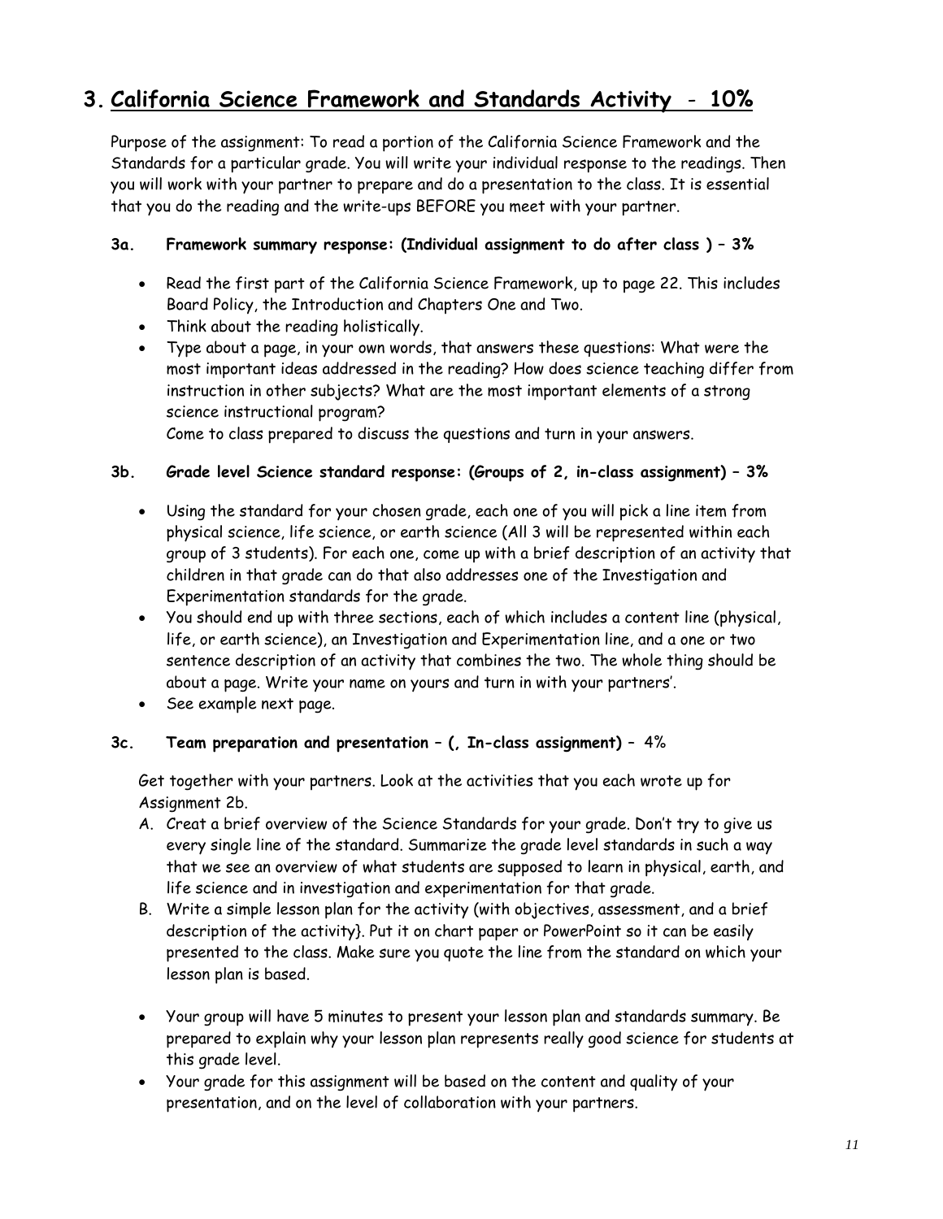## 3. <u>California Science Framework and Standards Activity</u> - 10%

Purpose of the assignment: To read a portion of the California Science Framework and the Standards for a particular grade. You will write your individual response to the readings. Then you will work with your partner to prepare and do a presentation to the class. It is essential that you do the reading and the write-ups BEFORE you meet with your partner.

**3a. Framework summary response: (Individual assignment to do after class ) – 3%**

- Read the first part of the California Science Framework, up to page 22. This includes Board Policy, the Introduction and Chapters One and Two.
- Think about the reading holistically.
- Type about a page, in your own words, that answers these questions: What were the most important ideas addressed in the reading? How does science teaching differ from instruction in other subjects? What are the most important elements of a strong science instructional program?
  Come to class prepared to discuss the questions and turn in your answers.

**3b. Grade level Science standard response: (Groups of 2, in-class assignment) – 3%**

- Using the standard for your chosen grade, each one of you will pick a line item from physical science, life science, or earth science (All 3 will be represented within each group of 3 students). For each one, come up with a brief description of an activity that children in that grade can do that also addresses one of the Investigation and Experimentation standards for the grade.
- You should end up with three sections, each of which includes a content line (physical, life, or earth science), an Investigation and Experimentation line, and a one or two sentence description of an activity that combines the two. The whole thing should be about a page. Write your name on yours and turn in with your partners'.
- See example next page.

**3c. Team preparation and presentation – (, In-class assignment) –** 4%

Get together with your partners. Look at the activities that you each wrote up for Assignment 2b.

A. Creat a brief overview of the Science Standards for your grade. Don't try to give us every single line of the standard. Summarize the grade level standards in such a way that we see an overview of what students are supposed to learn in physical, earth, and life science and in investigation and experimentation for that grade.
B. Write a simple lesson plan for the activity (with objectives, assessment, and a brief description of the activity}. Put it on chart paper or PowerPoint so it can be easily presented to the class. Make sure you quote the line from the standard on which your lesson plan is based.

- Your group will have 5 minutes to present your lesson plan and standards summary. Be prepared to explain why your lesson plan represents really good science for students at this grade level.
- Your grade for this assignment will be based on the content and quality of your presentation, and on the level of collaboration with your partners.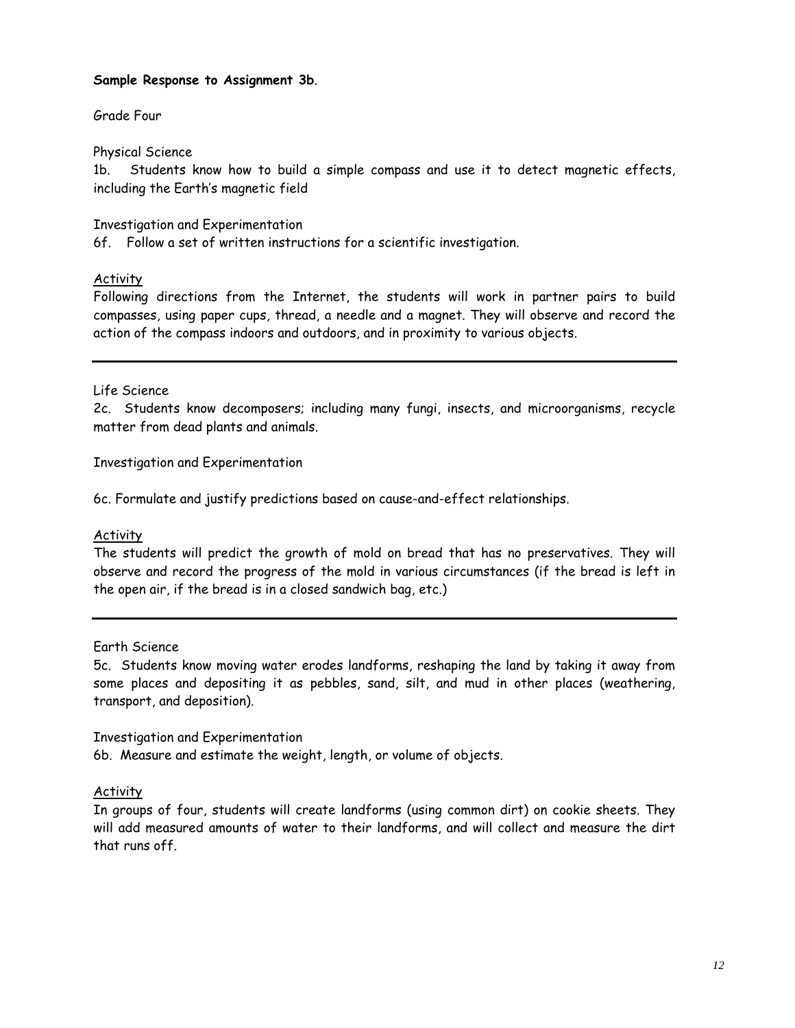**Sample Response to Assignment 3b**.

Grade Four

Physical Science
1b. Students know how to build a simple compass and use it to detect magnetic effects, including the Earth's magnetic field

Investigation and Experimentation
6f. Follow a set of written instructions for a scientific investigation.

<u>Activity</u>
Following directions from the Internet, the students will work in partner pairs to build compasses, using paper cups, thread, a needle and a magnet. They will observe and record the action of the compass indoors and outdoors, and in proximity to various objects.

---

Life Science
2c. Students know decomposers; including many fungi, insects, and microorganisms, recycle matter from dead plants and animals.

Investigation and Experimentation

6c. Formulate and justify predictions based on cause-and-effect relationships.

<u>Activity</u>
The students will predict the growth of mold on bread that has no preservatives. They will observe and record the progress of the mold in various circumstances (if the bread is left in the open air, if the bread is in a closed sandwich bag, etc.)

---

Earth Science
5c. Students know moving water erodes landforms, reshaping the land by taking it away from some places and depositing it as pebbles, sand, silt, and mud in other places (weathering, transport, and deposition).

Investigation and Experimentation
6b. Measure and estimate the weight, length, or volume of objects.

<u>Activity</u>
In groups of four, students will create landforms (using common dirt) on cookie sheets. They will add measured amounts of water to their landforms, and will collect and measure the dirt that runs off.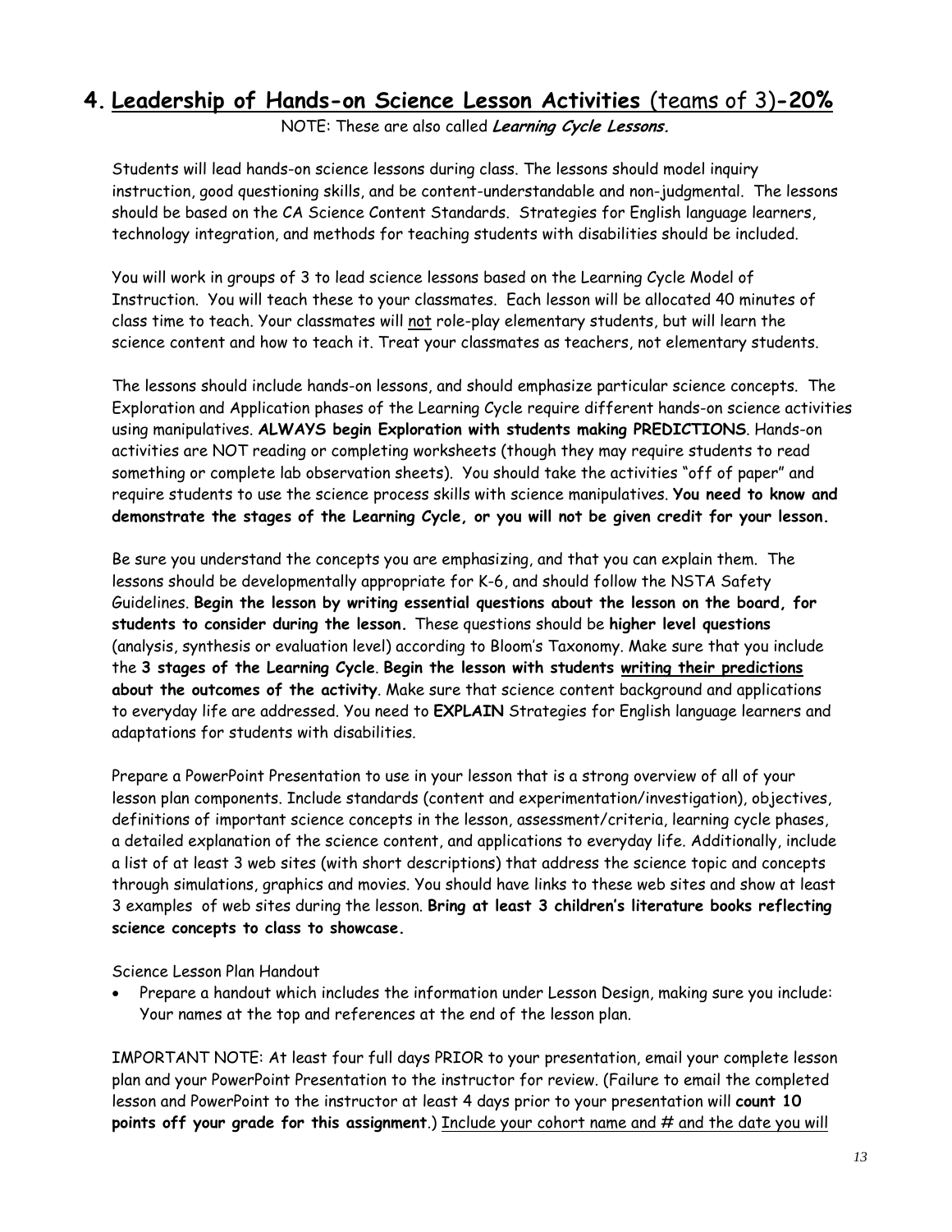## 4. <u>Leadership of Hands-on Science Lesson Activities</u> (teams of 3)**-20%**

NOTE: These are also called ***Learning Cycle Lessons.***

Students will lead hands-on science lessons during class. The lessons should model inquiry instruction, good questioning skills, and be content-understandable and non-judgmental. The lessons should be based on the CA Science Content Standards. Strategies for English language learners, technology integration, and methods for teaching students with disabilities should be included.

You will work in groups of 3 to lead science lessons based on the Learning Cycle Model of Instruction. You will teach these to your classmates. Each lesson will be allocated 40 minutes of class time to teach. Your classmates will <u>not</u> role-play elementary students, but will learn the science content and how to teach it. Treat your classmates as teachers, not elementary students.

The lessons should include hands-on lessons, and should emphasize particular science concepts. The Exploration and Application phases of the Learning Cycle require different hands-on science activities using manipulatives. **ALWAYS begin Exploration with students making PREDICTIONS**. Hands-on activities are NOT reading or completing worksheets (though they may require students to read something or complete lab observation sheets). You should take the activities "off of paper" and require students to use the science process skills with science manipulatives. **You need to know and demonstrate the stages of the Learning Cycle, or you will not be given credit for your lesson.**

Be sure you understand the concepts you are emphasizing, and that you can explain them. The lessons should be developmentally appropriate for K-6, and should follow the NSTA Safety Guidelines. **Begin the lesson by writing essential questions about the lesson on the board, for students to consider during the lesson.** These questions should be **higher level questions** (analysis, synthesis or evaluation level) according to Bloom's Taxonomy. Make sure that you include the **3 stages of the Learning Cycle**. **Begin the lesson with students <u>writing their predictions</u> about the outcomes of the activity**. Make sure that science content background and applications to everyday life are addressed. You need to **EXPLAIN** Strategies for English language learners and adaptations for students with disabilities.

Prepare a PowerPoint Presentation to use in your lesson that is a strong overview of all of your lesson plan components. Include standards (content and experimentation/investigation), objectives, definitions of important science concepts in the lesson, assessment/criteria, learning cycle phases, a detailed explanation of the science content, and applications to everyday life. Additionally, include a list of at least 3 web sites (with short descriptions) that address the science topic and concepts through simulations, graphics and movies. You should have links to these web sites and show at least 3 examples of web sites during the lesson. **Bring at least 3 children's literature books reflecting science concepts to class to showcase.**

Science Lesson Plan Handout

- Prepare a handout which includes the information under Lesson Design, making sure you include: Your names at the top and references at the end of the lesson plan.

IMPORTANT NOTE: At least four full days PRIOR to your presentation, email your complete lesson plan and your PowerPoint Presentation to the instructor for review. (Failure to email the completed lesson and PowerPoint to the instructor at least 4 days prior to your presentation will **count 10 points off your grade for this assignment**.) <u>Include your cohort name and # and the date you will</u>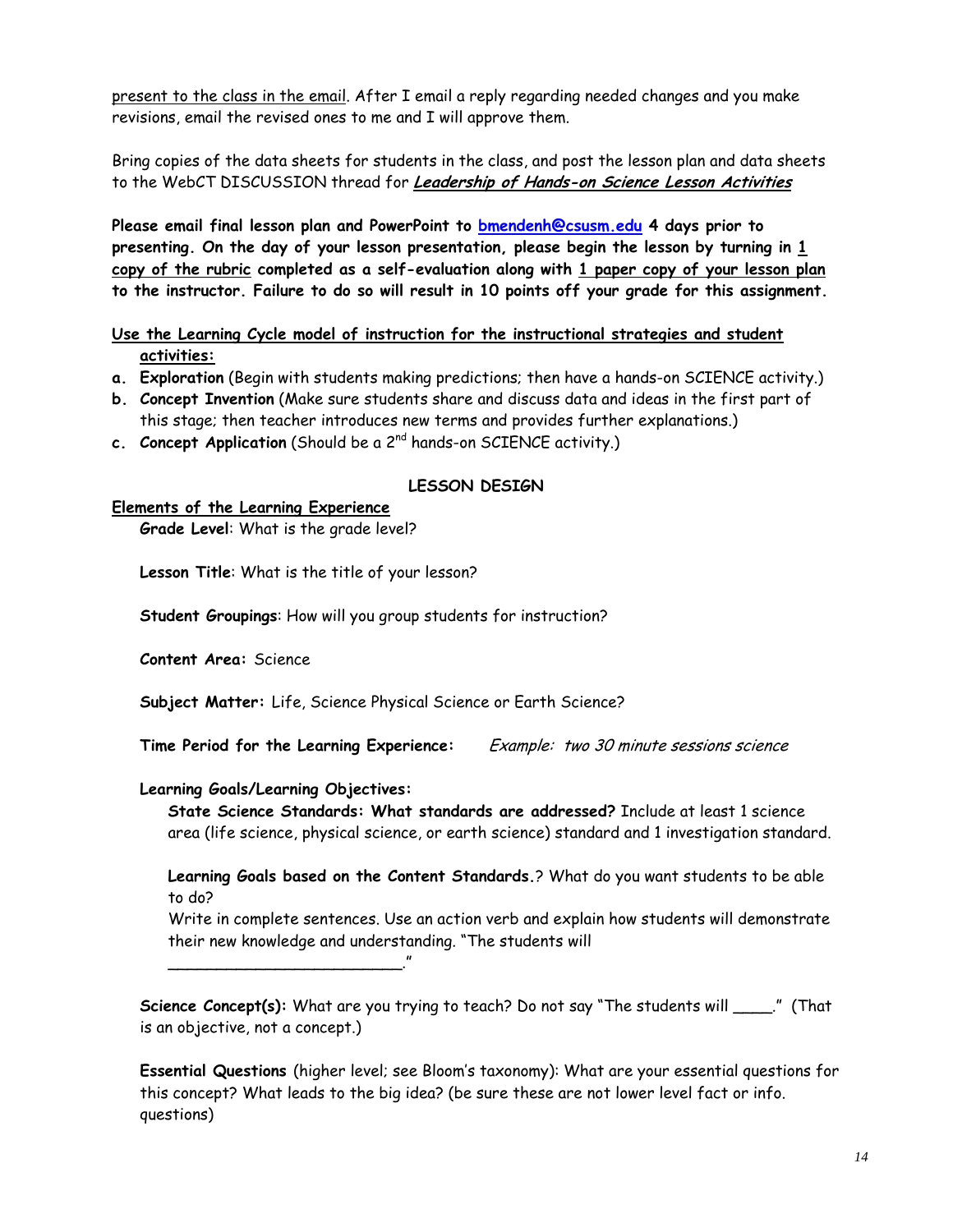present to the class in the email. After I email a reply regarding needed changes and you make revisions, email the revised ones to me and I will approve them.

Bring copies of the data sheets for students in the class, and post the lesson plan and data sheets to the WebCT DISCUSSION thread for ***Leadership of Hands-on Science Lesson Activities***

**Please email final lesson plan and PowerPoint to [bmendenh@csusm.edu](mailto:bmendenh@csusm.edu) 4 days prior to presenting. On the day of your lesson presentation, please begin the lesson by turning in 1 copy of the rubric completed as a self-evaluation along with 1 paper copy of your lesson plan to the instructor. Failure to do so will result in 10 points off your grade for this assignment.**

**Use the Learning Cycle model of instruction for the instructional strategies and student activities:**

a. **Exploration** (Begin with students making predictions; then have a hands-on SCIENCE activity.)
b. **Concept Invention** (Make sure students share and discuss data and ideas in the first part of this stage; then teacher introduces new terms and provides further explanations.)
c. **Concept Application** (Should be a 2nd hands-on SCIENCE activity.)

## LESSON DESIGN

**Elements of the Learning Experience**

**Grade Level**: What is the grade level?

**Lesson Title**: What is the title of your lesson?

**Student Groupings**: How will you group students for instruction?

**Content Area:** Science

**Subject Matter:** Life, Science Physical Science or Earth Science?

**Time Period for the Learning Experience:** *Example: two 30 minute sessions science*

**Learning Goals/Learning Objectives:**

**State Science Standards: What standards are addressed?** Include at least 1 science area (life science, physical science, or earth science) standard and 1 investigation standard.

**Learning Goals based on the Content Standards.**? What do you want students to be able to do?
Write in complete sentences. Use an action verb and explain how students will demonstrate their new knowledge and understanding. "The students will ________________________."

**Science Concept(s):** What are you trying to teach? Do not say "The students will ____." (That is an objective, not a concept.)

**Essential Questions** (higher level; see Bloom's taxonomy): What are your essential questions for this concept? What leads to the big idea? (be sure these are not lower level fact or info. questions)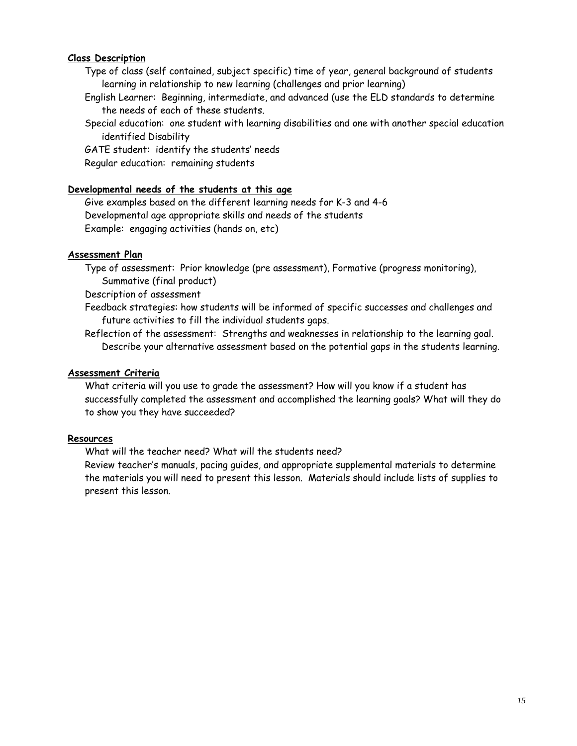**<u>Class Description</u>**

Type of class (self contained, subject specific) time of year, general background of students learning in relationship to new learning (challenges and prior learning)

English Learner: Beginning, intermediate, and advanced (use the ELD standards to determine the needs of each of these students.

Special education: one student with learning disabilities and one with another special education identified Disability

GATE student: identify the students' needs

Regular education: remaining students

**<u>Developmental needs of the students at this age</u>**

Give examples based on the different learning needs for K-3 and 4-6

Developmental age appropriate skills and needs of the students

Example: engaging activities (hands on, etc)

**<u>Assessment Plan</u>**

Type of assessment: Prior knowledge (pre assessment), Formative (progress monitoring), Summative (final product)

Description of assessment

Feedback strategies: how students will be informed of specific successes and challenges and future activities to fill the individual students gaps.

Reflection of the assessment: Strengths and weaknesses in relationship to the learning goal. Describe your alternative assessment based on the potential gaps in the students learning.

**<u>Assessment Criteria</u>**

What criteria will you use to grade the assessment? How will you know if a student has successfully completed the assessment and accomplished the learning goals? What will they do to show you they have succeeded?

**<u>Resources</u>**

What will the teacher need? What will the students need?

Review teacher's manuals, pacing guides, and appropriate supplemental materials to determine the materials you will need to present this lesson. Materials should include lists of supplies to present this lesson.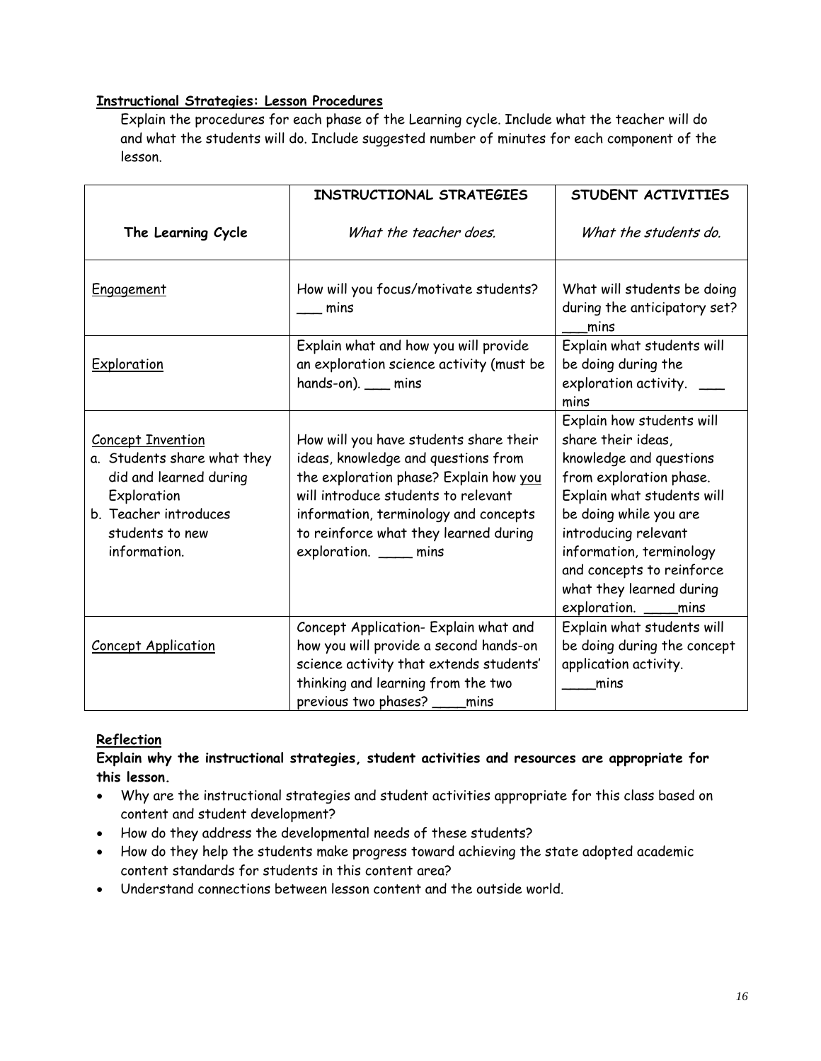**Instructional Strategies: Lesson Procedures**

Explain the procedures for each phase of the Learning cycle. Include what the teacher will do and what the students will do. Include suggested number of minutes for each component of the lesson.

| The Learning Cycle | INSTRUCTIONAL STRATEGIES<br>*What the teacher does.* | STUDENT ACTIVITIES<br>*What the students do.* |
|---|---|---|
| Engagement | How will you focus/motivate students? ___ mins | What will students be doing during the anticipatory set? ___mins |
| Exploration | Explain what and how you will provide an exploration science activity (must be hands-on). ___ mins | Explain what students will be doing during the exploration activity. ___ mins |
| Concept Invention<br>a. Students share what they did and learned during Exploration<br>b. Teacher introduces students to new information. | How will you have students share their ideas, knowledge and questions from the exploration phase? Explain how you will introduce students to relevant information, terminology and concepts to reinforce what they learned during exploration. ____ mins | Explain how students will share their ideas, knowledge and questions from exploration phase. Explain what students will be doing while you are introducing relevant information, terminology and concepts to reinforce what they learned during exploration. ____mins |
| Concept Application | Concept Application- Explain what and how you will provide a second hands-on science activity that extends students' thinking and learning from the two previous two phases? ____mins | Explain what students will be doing during the concept application activity. ____mins |

**Reflection**

**Explain why the instructional strategies, student activities and resources are appropriate for this lesson.**

- Why are the instructional strategies and student activities appropriate for this class based on content and student development?
- How do they address the developmental needs of these students?
- How do they help the students make progress toward achieving the state adopted academic content standards for students in this content area?
- Understand connections between lesson content and the outside world.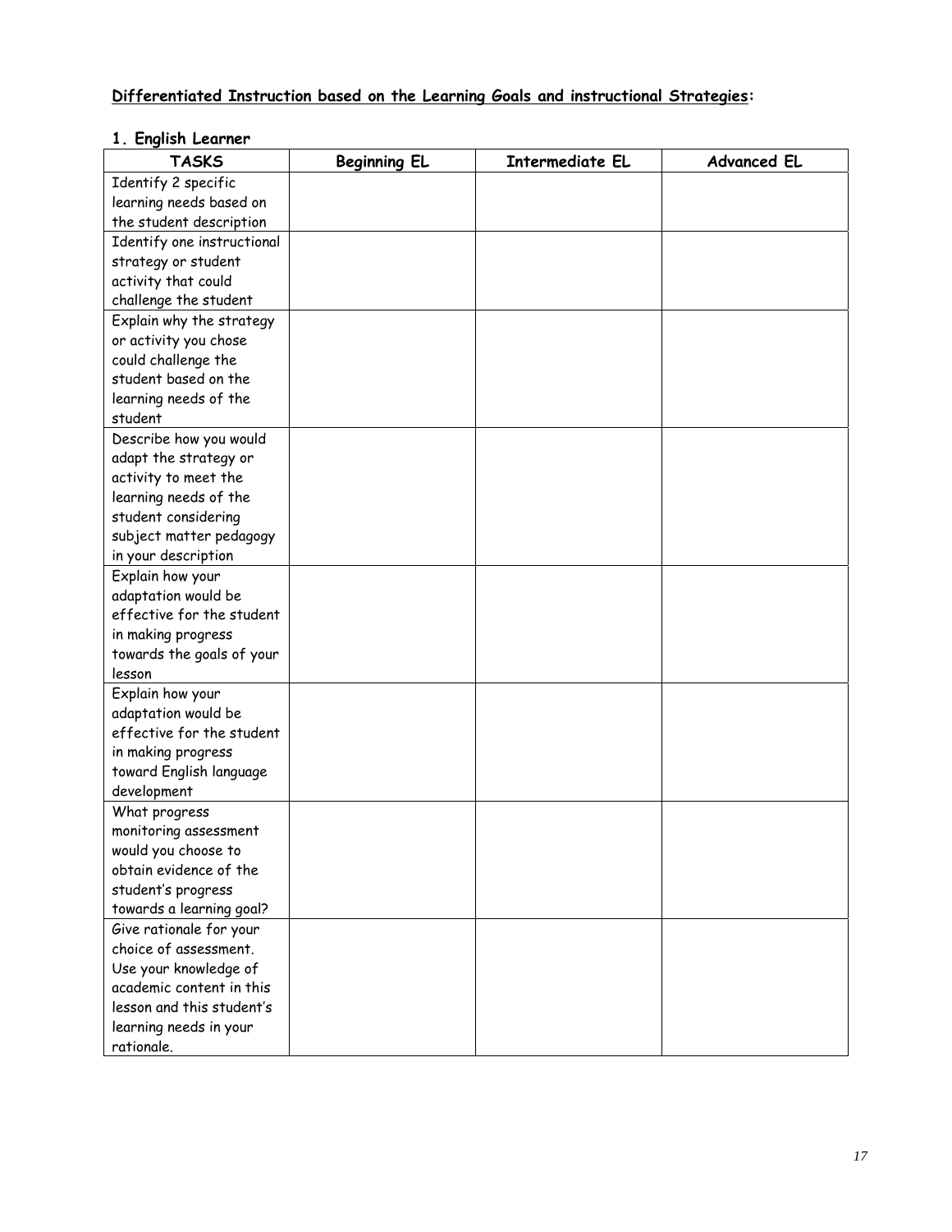**<u>Differentiated Instruction based on the Learning Goals and instructional Strategies</u>:**

**1. English Learner**

| TASKS | Beginning EL | Intermediate EL | Advanced EL |
|---|---|---|---|
| Identify 2 specific learning needs based on the student description | | | |
| Identify one instructional strategy or student activity that could challenge the student | | | |
| Explain why the strategy or activity you chose could challenge the student based on the learning needs of the student | | | |
| Describe how you would adapt the strategy or activity to meet the learning needs of the student considering subject matter pedagogy in your description | | | |
| Explain how your adaptation would be effective for the student in making progress towards the goals of your lesson | | | |
| Explain how your adaptation would be effective for the student in making progress toward English language development | | | |
| What progress monitoring assessment would you choose to obtain evidence of the student's progress towards a learning goal? | | | |
| Give rationale for your choice of assessment. Use your knowledge of academic content in this lesson and this student's learning needs in your rationale. | | | |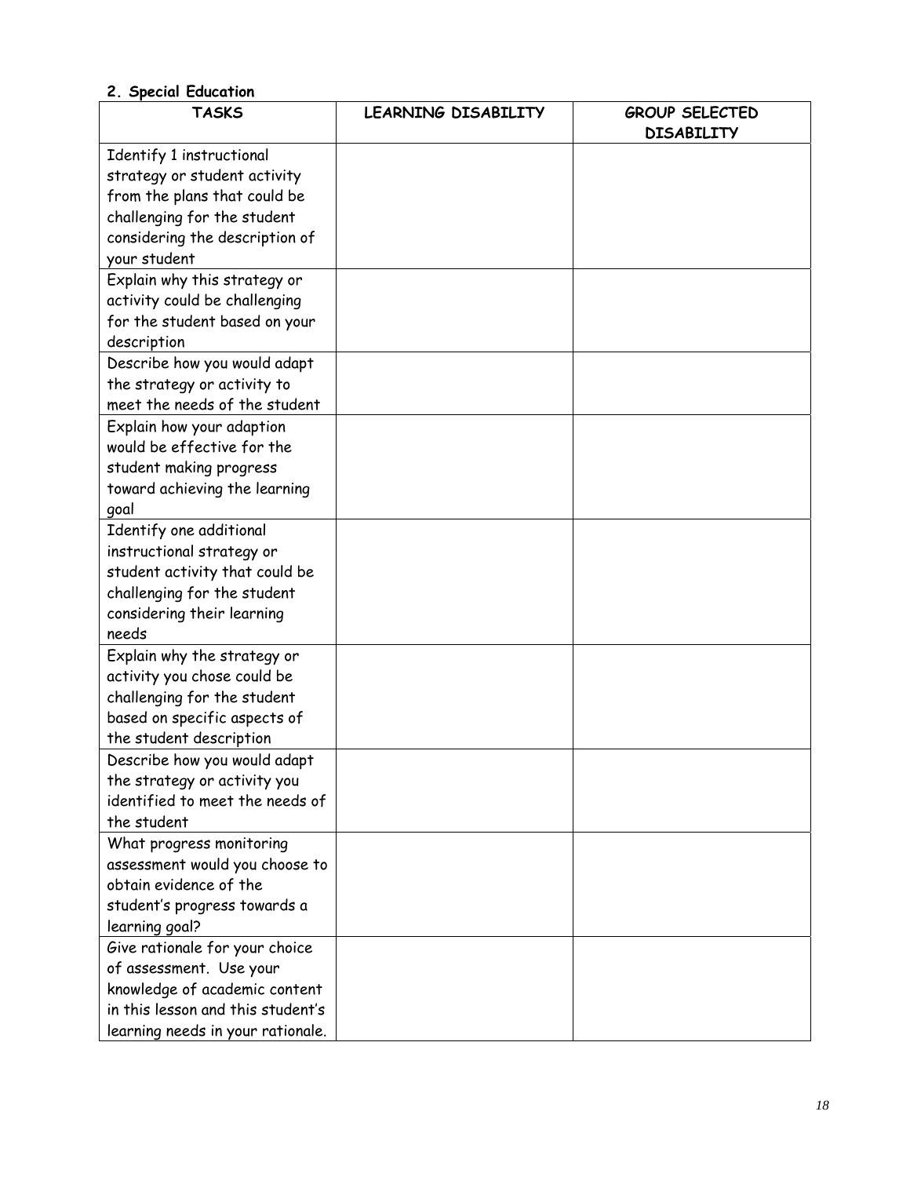**2. Special Education**

| TASKS | LEARNING DISABILITY | GROUP SELECTED DISABILITY |
|---|---|---|
| Identify 1 instructional strategy or student activity from the plans that could be challenging for the student considering the description of your student | | |
| Explain why this strategy or activity could be challenging for the student based on your description | | |
| Describe how you would adapt the strategy or activity to meet the needs of the student | | |
| Explain how your adaption would be effective for the student making progress toward achieving the learning goal | | |
| Identify one additional instructional strategy or student activity that could be challenging for the student considering their learning needs | | |
| Explain why the strategy or activity you chose could be challenging for the student based on specific aspects of the student description | | |
| Describe how you would adapt the strategy or activity you identified to meet the needs of the student | | |
| What progress monitoring assessment would you choose to obtain evidence of the student's progress towards a learning goal? | | |
| Give rationale for your choice of assessment. Use your knowledge of academic content in this lesson and this student's learning needs in your rationale. | | |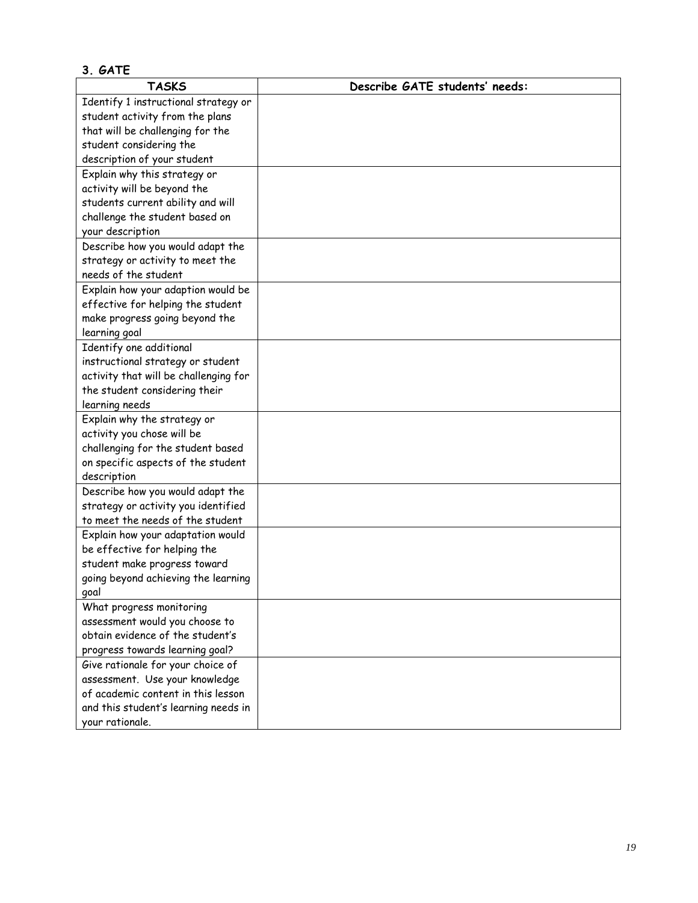## 3. GATE

| TASKS | Describe GATE students' needs: |
|---|---|
| Identify 1 instructional strategy or student activity from the plans that will be challenging for the student considering the description of your student | |
| Explain why this strategy or activity will be beyond the students current ability and will challenge the student based on your description | |
| Describe how you would adapt the strategy or activity to meet the needs of the student | |
| Explain how your adaption would be effective for helping the student make progress going beyond the learning goal | |
| Identify one additional instructional strategy or student activity that will be challenging for the student considering their learning needs | |
| Explain why the strategy or activity you chose will be challenging for the student based on specific aspects of the student description | |
| Describe how you would adapt the strategy or activity you identified to meet the needs of the student | |
| Explain how your adaptation would be effective for helping the student make progress toward going beyond achieving the learning goal | |
| What progress monitoring assessment would you choose to obtain evidence of the student's progress towards learning goal? | |
| Give rationale for your choice of assessment. Use your knowledge of academic content in this lesson and this student's learning needs in your rationale. | |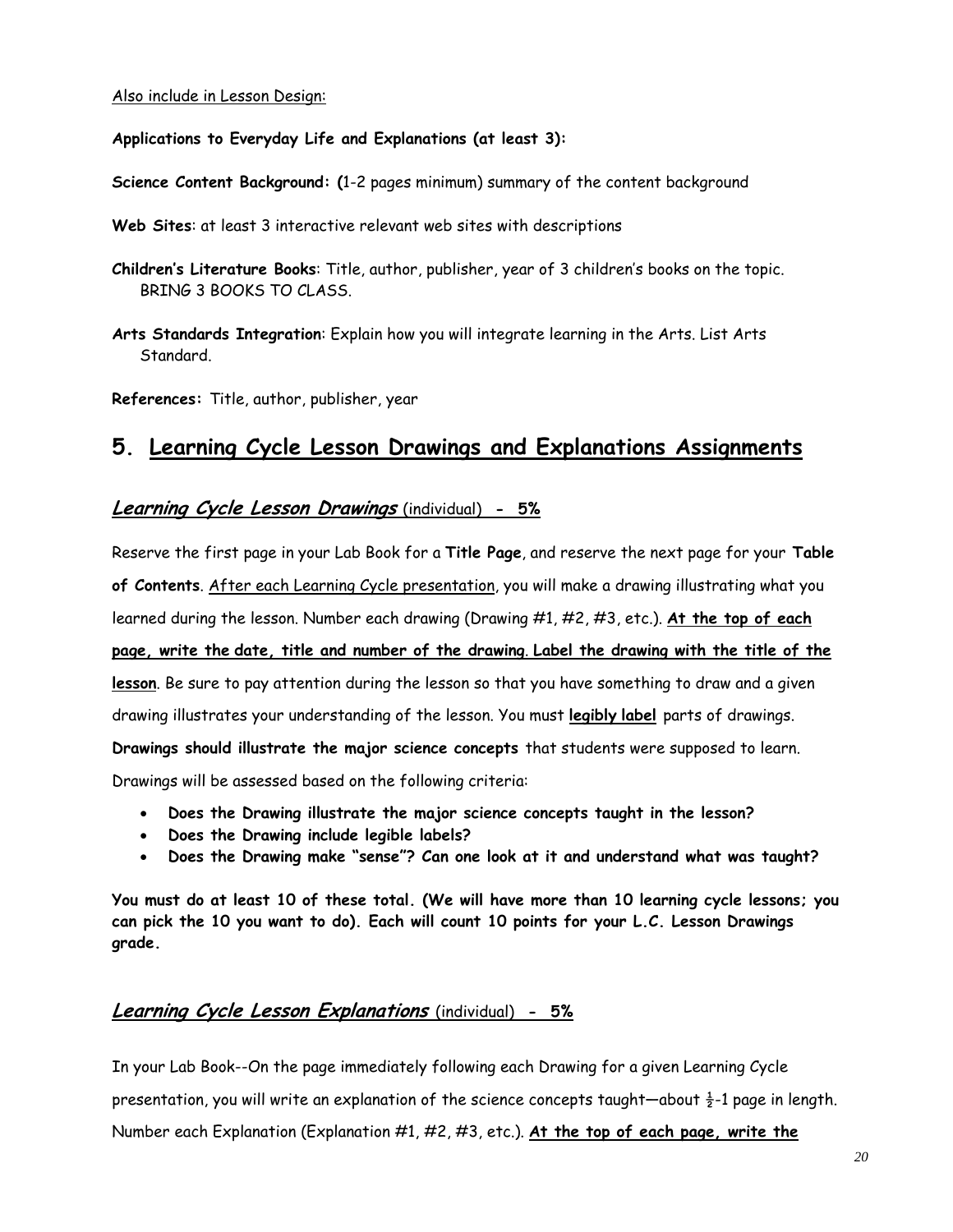<u>Also include in Lesson Design:</u>

**Applications to Everyday Life and Explanations (at least 3):**

**Science Content Background: (**1-2 pages minimum) summary of the content background

**Web Sites**: at least 3 interactive relevant web sites with descriptions

**Children's Literature Books**: Title, author, publisher, year of 3 children's books on the topic. BRING 3 BOOKS TO CLASS.

**Arts Standards Integration**: Explain how you will integrate learning in the Arts. List Arts Standard.

**References:** Title, author, publisher, year

## 5. <u>Learning Cycle Lesson Drawings and Explanations Assignments</u>

### <u>*Learning Cycle Lesson Drawings* (individual) - 5%</u>

Reserve the first page in your Lab Book for a **Title Page**, and reserve the next page for your **Table of Contents**. <u>After each Learning Cycle presentation</u>, you will make a drawing illustrating what you learned during the lesson. Number each drawing (Drawing #1, #2, #3, etc.). **<u>At the top of each page, write the date, title and number of the drawing</u>**. **<u>Label the drawing with the title of the lesson</u>**. Be sure to pay attention during the lesson so that you have something to draw and a given drawing illustrates your understanding of the lesson. You must **<u>legibly label</u>** parts of drawings. **Drawings should illustrate the major science concepts** that students were supposed to learn. Drawings will be assessed based on the following criteria:

- **Does the Drawing illustrate the major science concepts taught in the lesson?**
- **Does the Drawing include legible labels?**
- **Does the Drawing make "sense"? Can one look at it and understand what was taught?**

**You must do at least 10 of these total. (We will have more than 10 learning cycle lessons; you can pick the 10 you want to do). Each will count 10 points for your L.C. Lesson Drawings grade.**

### <u>*Learning Cycle Lesson Explanations* (individual) - 5%</u>

In your Lab Book--On the page immediately following each Drawing for a given Learning Cycle presentation, you will write an explanation of the science concepts taught—about ½-1 page in length. Number each Explanation (Explanation #1, #2, #3, etc.). **<u>At the top of each page, write the</u>**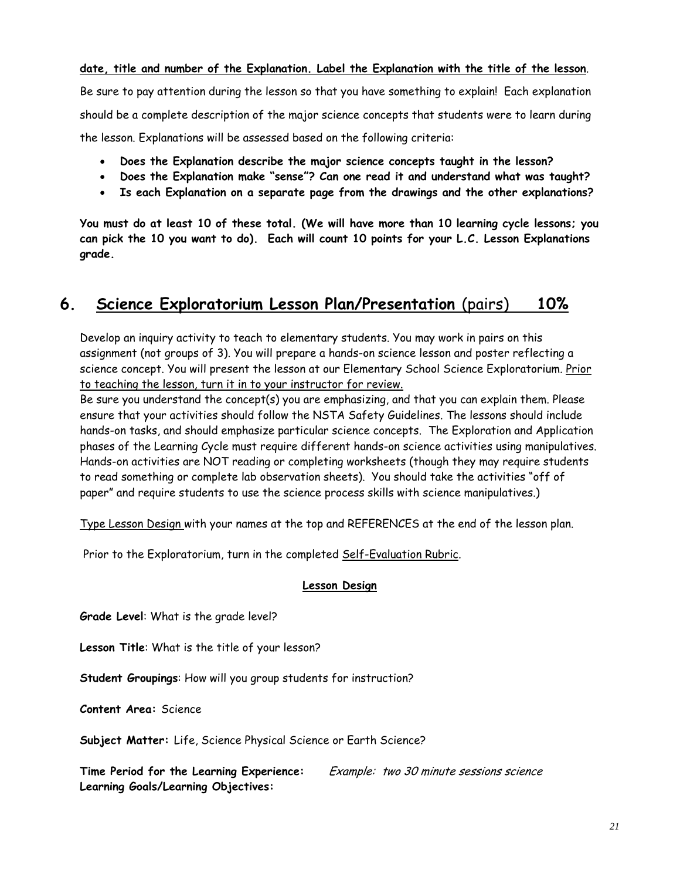**date, title and number of the Explanation. Label the Explanation with the title of the lesson**.

Be sure to pay attention during the lesson so that you have something to explain! Each explanation should be a complete description of the major science concepts that students were to learn during the lesson. Explanations will be assessed based on the following criteria:

- **Does the Explanation describe the major science concepts taught in the lesson?**
- **Does the Explanation make "sense"? Can one read it and understand what was taught?**
- **Is each Explanation on a separate page from the drawings and the other explanations?**

**You must do at least 10 of these total. (We will have more than 10 learning cycle lessons; you can pick the 10 you want to do). Each will count 10 points for your L.C. Lesson Explanations grade.**

## 6. Science Exploratorium Lesson Plan/Presentation (pairs) 10%

Develop an inquiry activity to teach to elementary students. You may work in pairs on this assignment (not groups of 3). You will prepare a hands-on science lesson and poster reflecting a science concept. You will present the lesson at our Elementary School Science Exploratorium. Prior to teaching the lesson, turn it in to your instructor for review.

Be sure you understand the concept(s) you are emphasizing, and that you can explain them. Please ensure that your activities should follow the NSTA Safety Guidelines. The lessons should include hands-on tasks, and should emphasize particular science concepts. The Exploration and Application phases of the Learning Cycle must require different hands-on science activities using manipulatives. Hands-on activities are NOT reading or completing worksheets (though they may require students to read something or complete lab observation sheets). You should take the activities "off of paper" and require students to use the science process skills with science manipulatives.)

Type Lesson Design with your names at the top and REFERENCES at the end of the lesson plan.

Prior to the Exploratorium, turn in the completed Self-Evaluation Rubric.

**Lesson Design**

**Grade Level**: What is the grade level?

**Lesson Title**: What is the title of your lesson?

**Student Groupings**: How will you group students for instruction?

**Content Area:** Science

**Subject Matter:** Life, Science Physical Science or Earth Science?

**Time Period for the Learning Experience:** *Example: two 30 minute sessions science*

**Learning Goals/Learning Objectives:**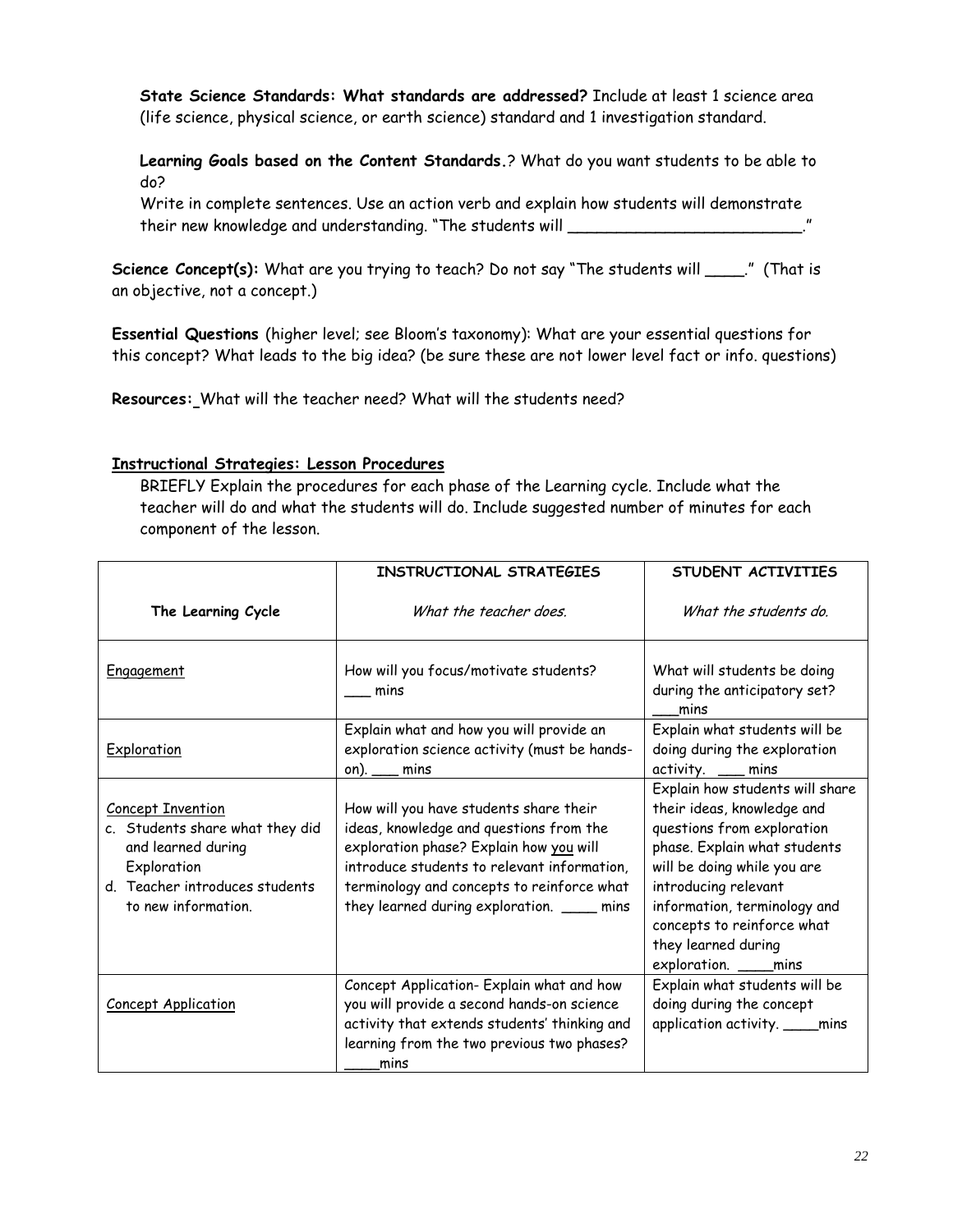**State Science Standards: What standards are addressed?** Include at least 1 science area (life science, physical science, or earth science) standard and 1 investigation standard.

**Learning Goals based on the Content Standards.**? What do you want students to be able to do?
Write in complete sentences. Use an action verb and explain how students will demonstrate their new knowledge and understanding. "The students will ________________________."

**Science Concept(s):** What are you trying to teach? Do not say "The students will ____." (That is an objective, not a concept.)

**Essential Questions** (higher level; see Bloom's taxonomy): What are your essential questions for this concept? What leads to the big idea? (be sure these are not lower level fact or info. questions)

**Resources:** What will the teacher need? What will the students need?

**Instructional Strategies: Lesson Procedures**

BRIEFLY Explain the procedures for each phase of the Learning cycle. Include what the teacher will do and what the students will do. Include suggested number of minutes for each component of the lesson.

| The Learning Cycle | INSTRUCTIONAL STRATEGIES<br>*What the teacher does.* | STUDENT ACTIVITIES<br>*What the students do.* |
|---|---|---|
| Engagement | How will you focus/motivate students? ___ mins | What will students be doing during the anticipatory set? ___mins |
| Exploration | Explain what and how you will provide an exploration science activity (must be hands-on). ___ mins | Explain what students will be doing during the exploration activity. ___ mins |
| Concept Invention<br>c. Students share what they did and learned during Exploration<br>d. Teacher introduces students to new information. | How will you have students share their ideas, knowledge and questions from the exploration phase? Explain how you will introduce students to relevant information, terminology and concepts to reinforce what they learned during exploration. ____ mins | Explain how students will share their ideas, knowledge and questions from exploration phase. Explain what students will be doing while you are introducing relevant information, terminology and concepts to reinforce what they learned during exploration. ____mins |
| Concept Application | Concept Application- Explain what and how you will provide a second hands-on science activity that extends students' thinking and learning from the two previous two phases? ____mins | Explain what students will be doing during the concept application activity. ____mins |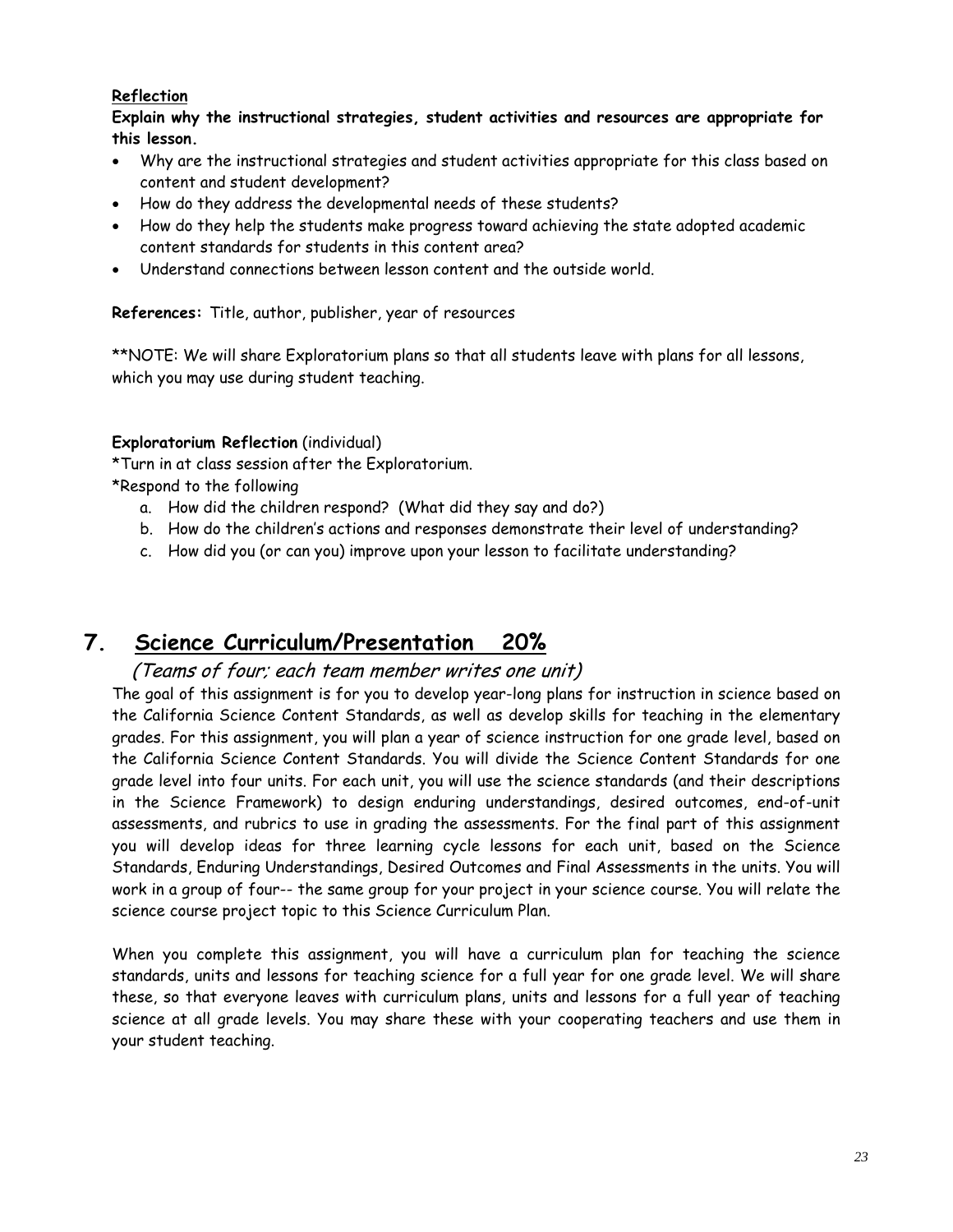**Reflection**

**Explain why the instructional strategies, student activities and resources are appropriate for this lesson.**

- Why are the instructional strategies and student activities appropriate for this class based on content and student development?
- How do they address the developmental needs of these students?
- How do they help the students make progress toward achieving the state adopted academic content standards for students in this content area?
- Understand connections between lesson content and the outside world.

**References:** Title, author, publisher, year of resources

**NOTE: We will share Exploratorium plans so that all students leave with plans for all lessons, which you may use during student teaching.

**Exploratorium Reflection** (individual)

*Turn in at class session after the Exploratorium.

*Respond to the following

a. How did the children respond? (What did they say and do?)
b. How do the children's actions and responses demonstrate their level of understanding?
c. How did you (or can you) improve upon your lesson to facilitate understanding?

## 7. Science Curriculum/Presentation 20%

*(Teams of four; each team member writes one unit)*

The goal of this assignment is for you to develop year-long plans for instruction in science based on the California Science Content Standards, as well as develop skills for teaching in the elementary grades. For this assignment, you will plan a year of science instruction for one grade level, based on the California Science Content Standards. You will divide the Science Content Standards for one grade level into four units. For each unit, you will use the science standards (and their descriptions in the Science Framework) to design enduring understandings, desired outcomes, end-of-unit assessments, and rubrics to use in grading the assessments. For the final part of this assignment you will develop ideas for three learning cycle lessons for each unit, based on the Science Standards, Enduring Understandings, Desired Outcomes and Final Assessments in the units. You will work in a group of four-- the same group for your project in your science course. You will relate the science course project topic to this Science Curriculum Plan.

When you complete this assignment, you will have a curriculum plan for teaching the science standards, units and lessons for teaching science for a full year for one grade level. We will share these, so that everyone leaves with curriculum plans, units and lessons for a full year of teaching science at all grade levels. You may share these with your cooperating teachers and use them in your student teaching.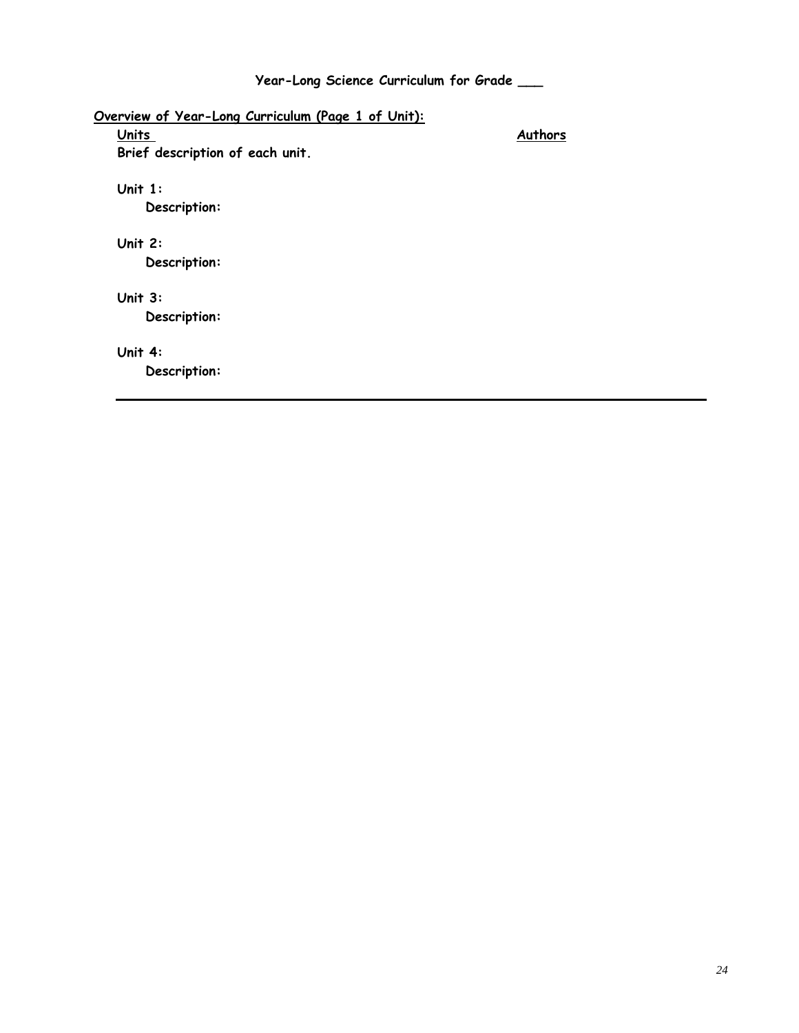**Year-Long Science Curriculum for Grade ___**

**Overview of Year-Long Curriculum (Page 1 of Unit):**

**Units** **Authors**

**Brief description of each unit.**

**Unit 1:**

**Description:**

**Unit 2:**

**Description:**

**Unit 3:**

**Description:**

**Unit 4:**

**Description:**

---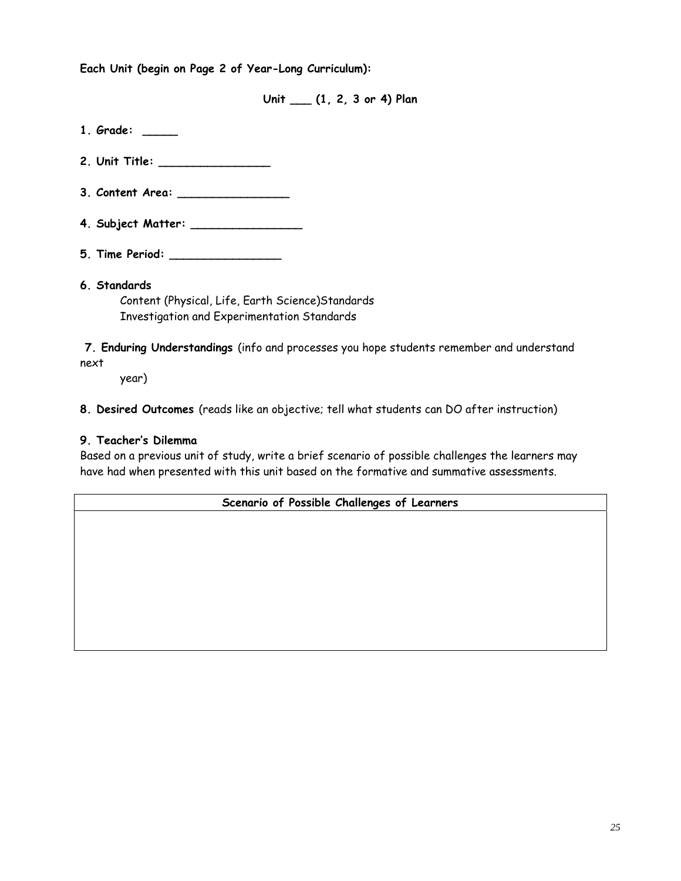**Each Unit (begin on Page 2 of Year-Long Curriculum):**

**Unit ___ (1, 2, 3 or 4) Plan**

**1. Grade: _____**

**2. Unit Title: ________________**

**3. Content Area: ________________**

**4. Subject Matter: ________________**

**5. Time Period: ________________**

**6. Standards**

Content (Physical, Life, Earth Science)Standards

Investigation and Experimentation Standards

**7. Enduring Understandings** (info and processes you hope students remember and understand next year)

**8. Desired Outcomes** (reads like an objective; tell what students can DO after instruction)

**9. Teacher's Dilemma**

Based on a previous unit of study, write a brief scenario of possible challenges the learners may have had when presented with this unit based on the formative and summative assessments.

| Scenario of Possible Challenges of Learners |
| --- |
| |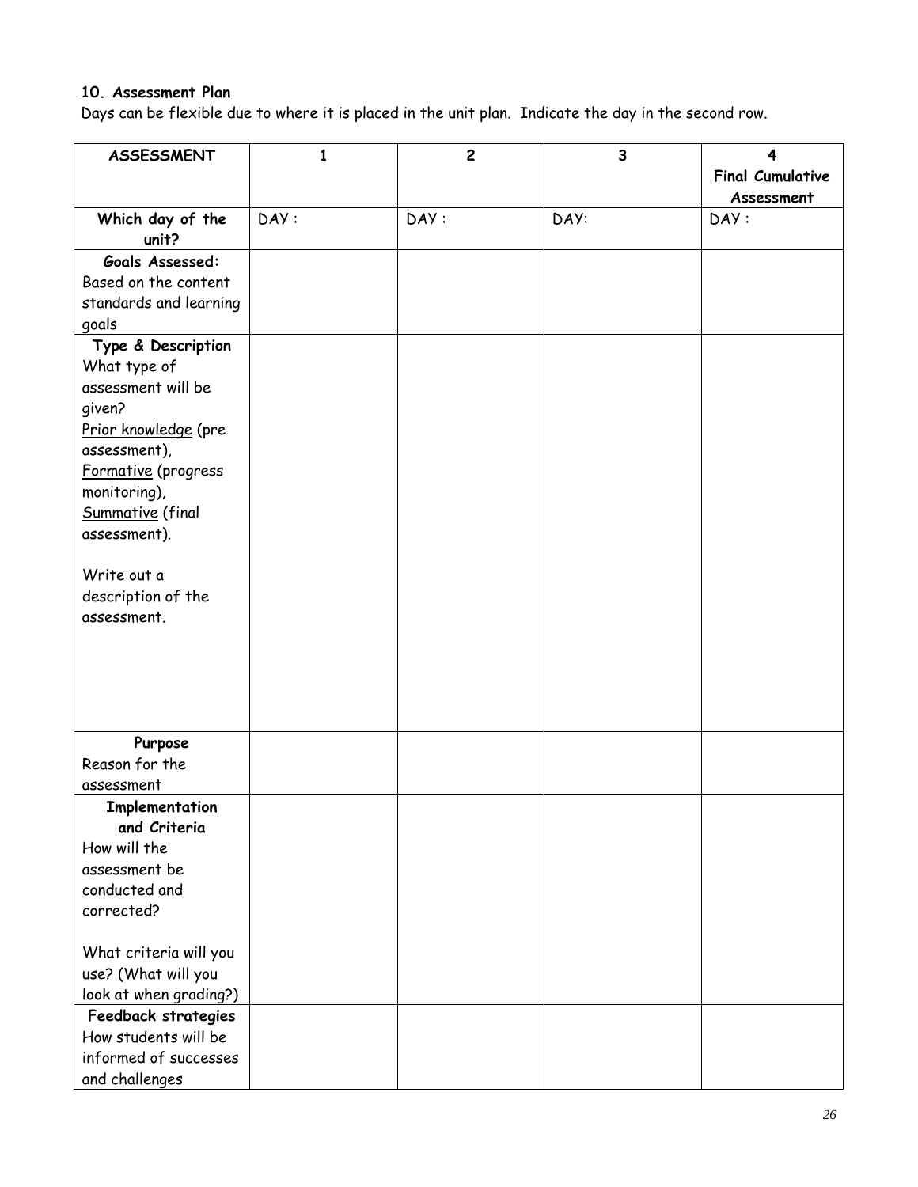**10. Assessment Plan**

Days can be flexible due to where it is placed in the unit plan. Indicate the day in the second row.

| ASSESSMENT | 1 | 2 | 3 | 4 Final Cumulative Assessment |
|---|---|---|---|---|
| **Which day of the unit?** | DAY : | DAY : | DAY: | DAY : |
| **Goals Assessed:** Based on the content standards and learning goals | | | | |
| **Type & Description** What type of assessment will be given? Prior knowledge (pre assessment), Formative (progress monitoring), Summative (final assessment). Write out a description of the assessment. | | | | |
| **Purpose** Reason for the assessment | | | | |
| **Implementation and Criteria** How will the assessment be conducted and corrected? What criteria will you use? (What will you look at when grading?) | | | | |
| **Feedback strategies** How students will be informed of successes and challenges | | | | |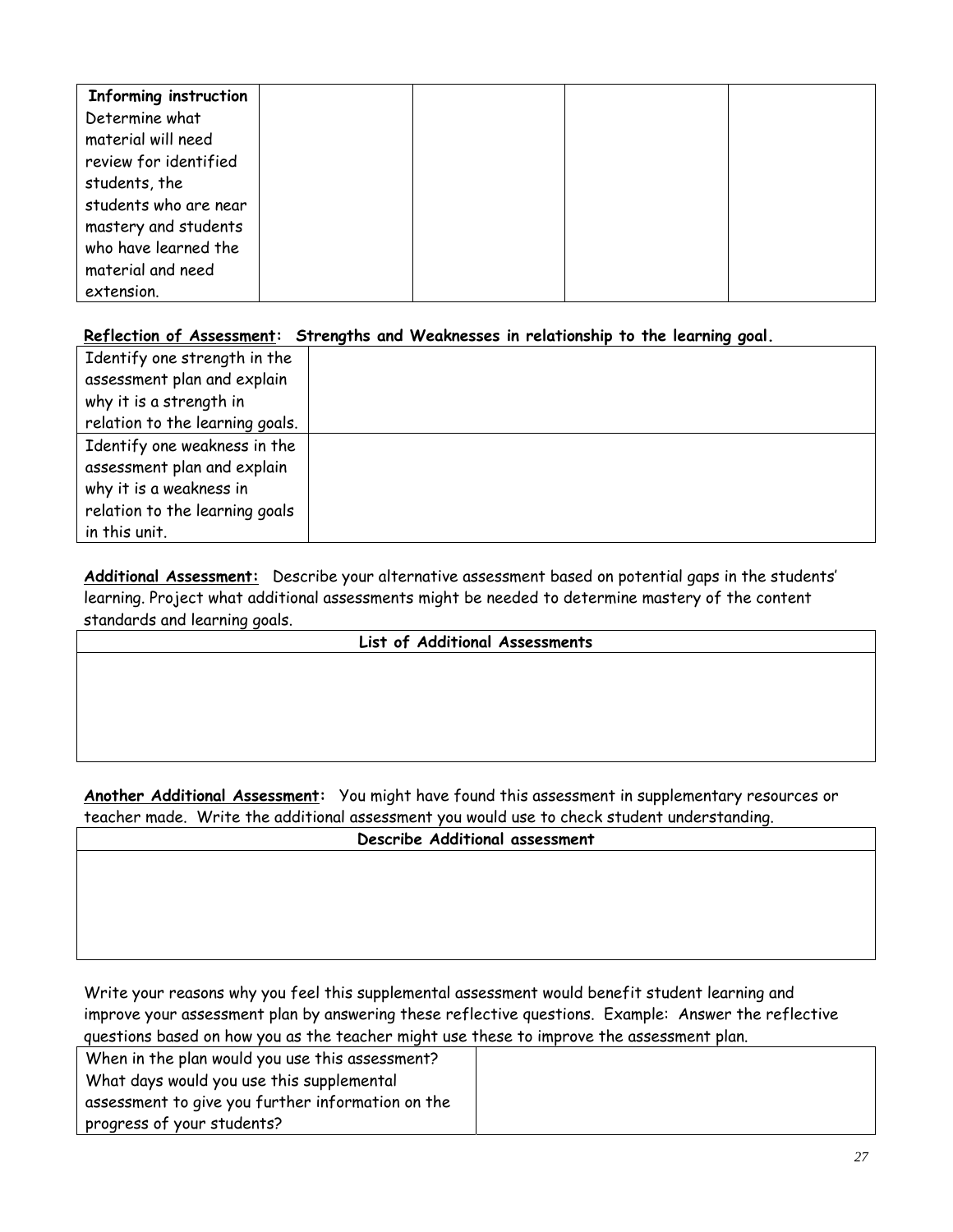| **Informing instruction** Determine what material will need review for identified students, the students who are near mastery and students who have learned the material and need extension. | | | | |
|---|---|---|---|---|

**<u>Reflection of Assessment</u>: Strengths and Weaknesses in relationship to the learning goal.**

| Identify one strength in the assessment plan and explain why it is a strength in relation to the learning goals. | |
|---|---|
| Identify one weakness in the assessment plan and explain why it is a weakness in relation to the learning goals in this unit. | |

**<u>Additional Assessment:</u>** Describe your alternative assessment based on potential gaps in the students' learning. Project what additional assessments might be needed to determine mastery of the content standards and learning goals.

| List of Additional Assessments |
|---|
| |

**<u>Another Additional Assessment</u>:** You might have found this assessment in supplementary resources or teacher made. Write the additional assessment you would use to check student understanding.

| Describe Additional assessment |
|---|
| |

Write your reasons why you feel this supplemental assessment would benefit student learning and improve your assessment plan by answering these reflective questions. Example: Answer the reflective questions based on how you as the teacher might use these to improve the assessment plan.

| When in the plan would you use this assessment? What days would you use this supplemental assessment to give you further information on the progress of your students? | |
|---|---|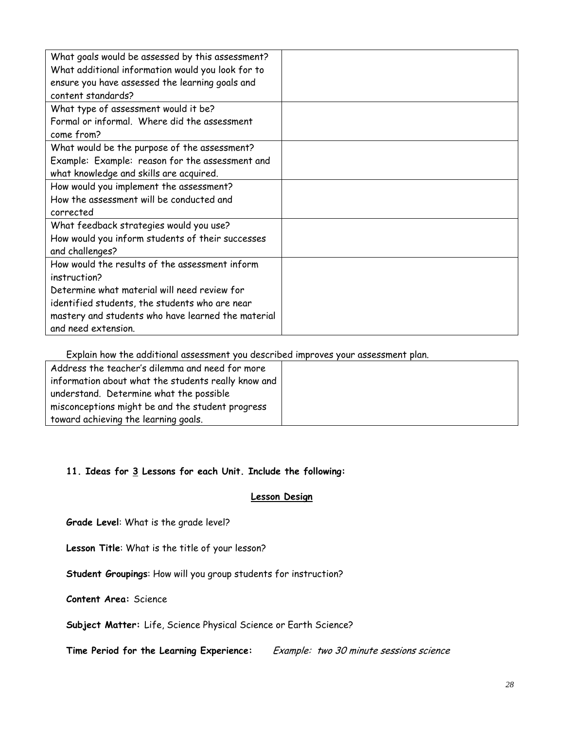| | |
|---|---|
| What goals would be assessed by this assessment? What additional information would you look for to ensure you have assessed the learning goals and content standards? | |
| What type of assessment would it be? Formal or informal. Where did the assessment come from? | |
| What would be the purpose of the assessment? Example: Example: reason for the assessment and what knowledge and skills are acquired. | |
| How would you implement the assessment? How the assessment will be conducted and corrected | |
| What feedback strategies would you use? How would you inform students of their successes and challenges? | |
| How would the results of the assessment inform instruction? Determine what material will need review for identified students, the students who are near mastery and students who have learned the material and need extension. | |

Explain how the additional assessment you described improves your assessment plan.

| | |
|---|---|
| Address the teacher's dilemma and need for more information about what the students really know and understand. Determine what the possible misconceptions might be and the student progress toward achieving the learning goals. | |

**11. Ideas for 3 Lessons for each Unit. Include the following:**

**Lesson Design**

**Grade Level**: What is the grade level?

**Lesson Title**: What is the title of your lesson?

**Student Groupings**: How will you group students for instruction?

**Content Area:** Science

**Subject Matter:** Life, Science Physical Science or Earth Science?

**Time Period for the Learning Experience:** *Example: two 30 minute sessions science*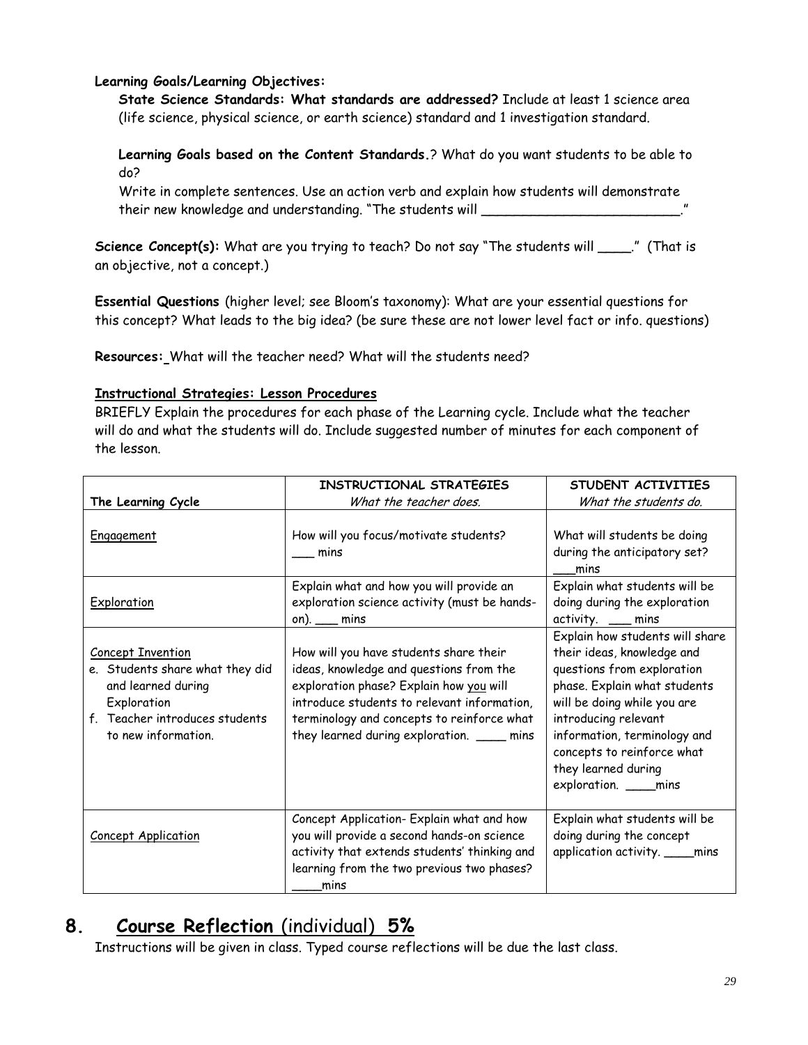**Learning Goals/Learning Objectives:**

**State Science Standards: What standards are addressed?** Include at least 1 science area (life science, physical science, or earth science) standard and 1 investigation standard.

**Learning Goals based on the Content Standards.**? What do you want students to be able to do?

Write in complete sentences. Use an action verb and explain how students will demonstrate their new knowledge and understanding. "The students will _________________________."

**Science Concept(s):** What are you trying to teach? Do not say "The students will ____." (That is an objective, not a concept.)

**Essential Questions** (higher level; see Bloom's taxonomy): What are your essential questions for this concept? What leads to the big idea? (be sure these are not lower level fact or info. questions)

**Resources:** What will the teacher need? What will the students need?

**Instructional Strategies: Lesson Procedures**

BRIEFLY Explain the procedures for each phase of the Learning cycle. Include what the teacher will do and what the students will do. Include suggested number of minutes for each component of the lesson.

| **The Learning Cycle** | **INSTRUCTIONAL STRATEGIES** *What the teacher does.* | **STUDENT ACTIVITIES** *What the students do.* |
|---|---|---|
| Engagement | How will you focus/motivate students? ___ mins | What will students be doing during the anticipatory set? ___mins |
| Exploration | Explain what and how you will provide an exploration science activity (must be hands-on). ___ mins | Explain what students will be doing during the exploration activity. ___ mins |
| Concept Invention<br>e. Students share what they did and learned during Exploration<br>f. Teacher introduces students to new information. | How will you have students share their ideas, knowledge and questions from the exploration phase? Explain how you will introduce students to relevant information, terminology and concepts to reinforce what they learned during exploration. ____ mins | Explain how students will share their ideas, knowledge and questions from exploration phase. Explain what students will be doing while you are introducing relevant information, terminology and concepts to reinforce what they learned during exploration. ____mins |
| Concept Application | Concept Application- Explain what and how you will provide a second hands-on science activity that extends students' thinking and learning from the two previous two phases? ____mins | Explain what students will be doing during the concept application activity. ____mins |

## 8. **Course Reflection** (individual) **5%**

Instructions will be given in class. Typed course reflections will be due the last class.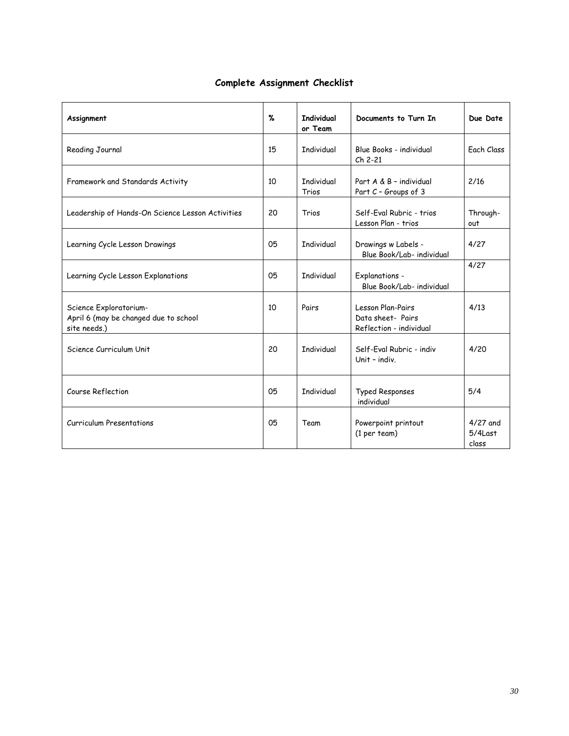## Complete Assignment Checklist

| Assignment | % | Individual or Team | Documents to Turn In | Due Date |
|---|---|---|---|---|
| Reading Journal | 15 | Individual | Blue Books - individual Ch 2-21 | Each Class |
| Framework and Standards Activity | 10 | Individual Trios | Part A & B – individual Part C – Groups of 3 | 2/16 |
| Leadership of Hands-On Science Lesson Activities | 20 | Trios | Self-Eval Rubric - trios Lesson Plan - trios | Through-out |
| Learning Cycle Lesson Drawings | 05 | Individual | Drawings w Labels - Blue Book/Lab- individual | 4/27 |
| Learning Cycle Lesson Explanations | 05 | Individual | Explanations - Blue Book/Lab- individual | 4/27 |
| Science Exploratorium- April 6 (may be changed due to school site needs.) | 10 | Pairs | Lesson Plan-Pairs Data sheet- Pairs Reflection - individual | 4/13 |
| Science Curriculum Unit | 20 | Individual | Self-Eval Rubric - indiv Unit – indiv. | 4/20 |
| Course Reflection | 05 | Individual | Typed Responses individual | 5/4 |
| Curriculum Presentations | 05 | Team | Powerpoint printout (1 per team) | 4/27 and 5/4Last class |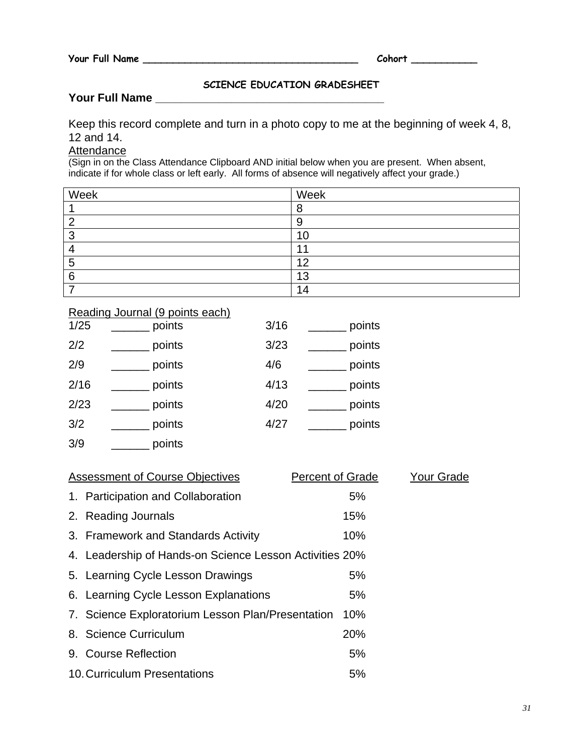Your Full Name ____________________________________ Cohort ___________

## SCIENCE EDUCATION GRADESHEET

**Your Full Name ____________________________________**

Keep this record complete and turn in a photo copy to me at the beginning of week 4, 8, 12 and 14.

Attendance

(Sign in on the Class Attendance Clipboard AND initial below when you are present. When absent, indicate if for whole class or left early. All forms of absence will negatively affect your grade.)

| Week | Week |
|---|---|
| 1 | 8 |
| 2 | 9 |
| 3 | 10 |
| 4 | 11 |
| 5 | 12 |
| 6 | 13 |
| 7 | 14 |

Reading Journal (9 points each)

| | | | |
|---|---|---|---|
| 1/25 | ______ points | 3/16 | ______ points |
| 2/2 | ______ points | 3/23 | ______ points |
| 2/9 | ______ points | 4/6 | ______ points |
| 2/16 | ______ points | 4/13 | ______ points |
| 2/23 | ______ points | 4/20 | ______ points |
| 3/2 | ______ points | 4/27 | ______ points |
| 3/9 | ______ points | | |

| Assessment of Course Objectives | Percent of Grade | Your Grade |
|---|---|---|
| 1. Participation and Collaboration | 5% | |
| 2. Reading Journals | 15% | |
| 3. Framework and Standards Activity | 10% | |
| 4. Leadership of Hands-on Science Lesson Activities | 20% | |
| 5. Learning Cycle Lesson Drawings | 5% | |
| 6. Learning Cycle Lesson Explanations | 5% | |
| 7. Science Exploratorium Lesson Plan/Presentation | 10% | |
| 8. Science Curriculum | 20% | |
| 9. Course Reflection | 5% | |
| 10. Curriculum Presentations | 5% | |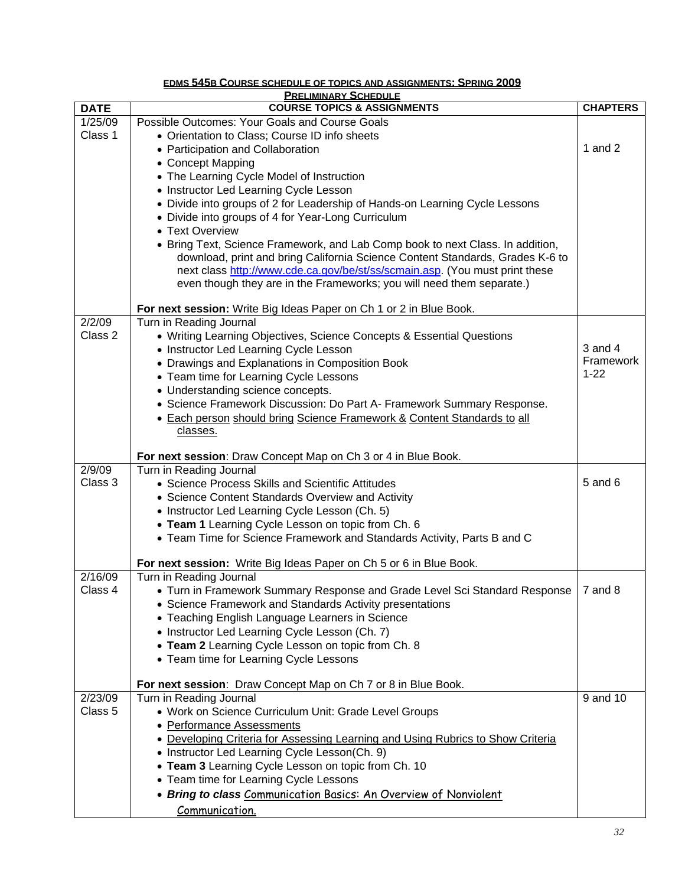## EDMS 545B COURSE SCHEDULE OF TOPICS AND ASSIGNMENTS: SPRING 2009

### PRELIMINARY SCHEDULE

| DATE | COURSE TOPICS & ASSIGNMENTS | CHAPTERS |
|---|---|---|
| 1/25/09 Class 1 | Possible Outcomes: Your Goals and Course Goals<br>• Orientation to Class; Course ID info sheets<br>• Participation and Collaboration<br>• Concept Mapping<br>• The Learning Cycle Model of Instruction<br>• Instructor Led Learning Cycle Lesson<br>• Divide into groups of 2 for Leadership of Hands-on Learning Cycle Lessons<br>• Divide into groups of 4 for Year-Long Curriculum<br>• Text Overview<br>• Bring Text, Science Framework, and Lab Comp book to next Class. In addition, download, print and bring California Science Content Standards, Grades K-6 to next class http://www.cde.ca.gov/be/st/ss/scmain.asp. (You must print these even though they are in the Frameworks; you will need them separate.)<br><br>**For next session:** Write Big Ideas Paper on Ch 1 or 2 in Blue Book. | 1 and 2 |
| 2/2/09 Class 2 | Turn in Reading Journal<br>• Writing Learning Objectives, Science Concepts & Essential Questions<br>• Instructor Led Learning Cycle Lesson<br>• Drawings and Explanations in Composition Book<br>• Team time for Learning Cycle Lessons<br>• Understanding science concepts.<br>• Science Framework Discussion: Do Part A- Framework Summary Response.<br>• Each person should bring Science Framework & Content Standards to all classes.<br><br>**For next session**: Draw Concept Map on Ch 3 or 4 in Blue Book. | 3 and 4 Framework 1-22 |
| 2/9/09 Class 3 | Turn in Reading Journal<br>• Science Process Skills and Scientific Attitudes<br>• Science Content Standards Overview and Activity<br>• Instructor Led Learning Cycle Lesson (Ch. 5)<br>• **Team 1** Learning Cycle Lesson on topic from Ch. 6<br>• Team Time for Science Framework and Standards Activity, Parts B and C<br><br>**For next session:** Write Big Ideas Paper on Ch 5 or 6 in Blue Book. | 5 and 6 |
| 2/16/09 Class 4 | Turn in Reading Journal<br>• Turn in Framework Summary Response and Grade Level Sci Standard Response<br>• Science Framework and Standards Activity presentations<br>• Teaching English Language Learners in Science<br>• Instructor Led Learning Cycle Lesson (Ch. 7)<br>• **Team 2** Learning Cycle Lesson on topic from Ch. 8<br>• Team time for Learning Cycle Lessons<br><br>**For next session**: Draw Concept Map on Ch 7 or 8 in Blue Book. | 7 and 8 |
| 2/23/09 Class 5 | Turn in Reading Journal<br>• Work on Science Curriculum Unit: Grade Level Groups<br>• Performance Assessments<br>• Developing Criteria for Assessing Learning and Using Rubrics to Show Criteria<br>• Instructor Led Learning Cycle Lesson(Ch. 9)<br>• **Team 3** Learning Cycle Lesson on topic from Ch. 10<br>• Team time for Learning Cycle Lessons<br>• ***Bring to class*** Communication Basics: An Overview of Nonviolent Communication. | 9 and 10 |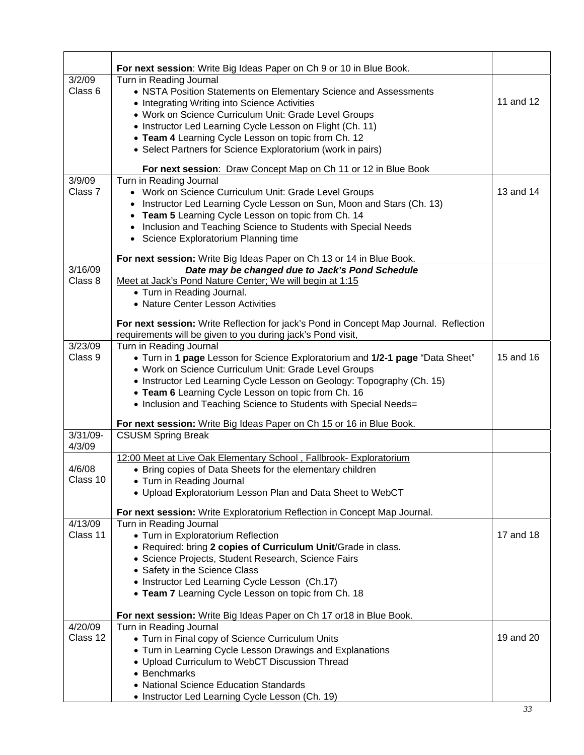| | | |
|---|---|---|
| | **For next session**: Write Big Ideas Paper on Ch 9 or 10 in Blue Book. | |
| 3/2/09<br>Class 6 | Turn in Reading Journal<br>• NSTA Position Statements on Elementary Science and Assessments<br>• Integrating Writing into Science Activities<br>• Work on Science Curriculum Unit: Grade Level Groups<br>• Instructor Led Learning Cycle Lesson on Flight (Ch. 11)<br>• **Team 4** Learning Cycle Lesson on topic from Ch. 12<br>• Select Partners for Science Exploratorium (work in pairs)<br><br>**For next session**: Draw Concept Map on Ch 11 or 12 in Blue Book | 11 and 12 |
| 3/9/09<br>Class 7 | Turn in Reading Journal<br>• Work on Science Curriculum Unit: Grade Level Groups<br>• Instructor Led Learning Cycle Lesson on Sun, Moon and Stars (Ch. 13)<br>• **Team 5** Learning Cycle Lesson on topic from Ch. 14<br>• Inclusion and Teaching Science to Students with Special Needs<br>• Science Exploratorium Planning time<br><br>**For next session:** Write Big Ideas Paper on Ch 13 or 14 in Blue Book. | 13 and 14 |
| 3/16/09<br>Class 8 | ***Date may be changed due to Jack's Pond Schedule***<br>Meet at Jack's Pond Nature Center; We will begin at 1:15<br>• Turn in Reading Journal.<br>• Nature Center Lesson Activities<br><br>**For next session:** Write Reflection for jack's Pond in Concept Map Journal. Reflection requirements will be given to you during jack's Pond visit, | |
| 3/23/09<br>Class 9 | Turn in Reading Journal<br>• Turn in **1 page** Lesson for Science Exploratorium and **1/2-1 page** "Data Sheet"<br>• Work on Science Curriculum Unit: Grade Level Groups<br>• Instructor Led Learning Cycle Lesson on Geology: Topography (Ch. 15)<br>• **Team 6** Learning Cycle Lesson on topic from Ch. 16<br>• Inclusion and Teaching Science to Students with Special Needs=<br><br>**For next session:** Write Big Ideas Paper on Ch 15 or 16 in Blue Book. | 15 and 16 |
| 3/31/09-<br>4/3/09 | CSUSM Spring Break | |
| 4/6/08<br>Class 10 | 12:00 Meet at Live Oak Elementary School , Fallbrook- Exploratorium<br>• Bring copies of Data Sheets for the elementary children<br>• Turn in Reading Journal<br>• Upload Exploratorium Lesson Plan and Data Sheet to WebCT<br><br>**For next session:** Write Exploratorium Reflection in Concept Map Journal. | |
| 4/13/09<br>Class 11 | Turn in Reading Journal<br>• Turn in Exploratorium Reflection<br>• Required: bring **2 copies of Curriculum Unit**/Grade in class.<br>• Science Projects, Student Research, Science Fairs<br>• Safety in the Science Class<br>• Instructor Led Learning Cycle Lesson (Ch.17)<br>• **Team 7** Learning Cycle Lesson on topic from Ch. 18<br><br>**For next session:** Write Big Ideas Paper on Ch 17 or18 in Blue Book. | 17 and 18 |
| 4/20/09<br>Class 12 | Turn in Reading Journal<br>• Turn in Final copy of Science Curriculum Units<br>• Turn in Learning Cycle Lesson Drawings and Explanations<br>• Upload Curriculum to WebCT Discussion Thread<br>• Benchmarks<br>• National Science Education Standards<br>• Instructor Led Learning Cycle Lesson (Ch. 19) | 19 and 20 |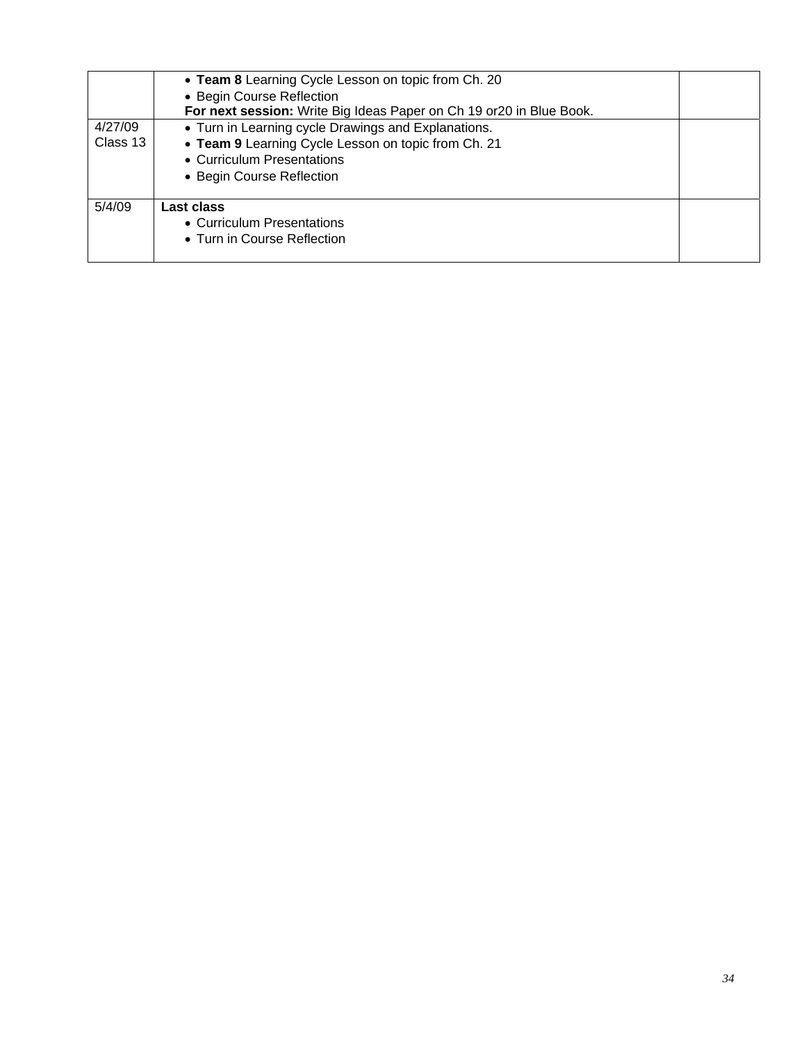| | | |
|---|---|---|
| | • **Team 8** Learning Cycle Lesson on topic from Ch. 20<br>• Begin Course Reflection<br>**For next session:** Write Big Ideas Paper on Ch 19 or20 in Blue Book. | |
| 4/27/09<br>Class 13 | • Turn in Learning cycle Drawings and Explanations.<br>• **Team 9** Learning Cycle Lesson on topic from Ch. 21<br>• Curriculum Presentations<br>• Begin Course Reflection | |
| 5/4/09 | **Last class**<br>• Curriculum Presentations<br>• Turn in Course Reflection | |